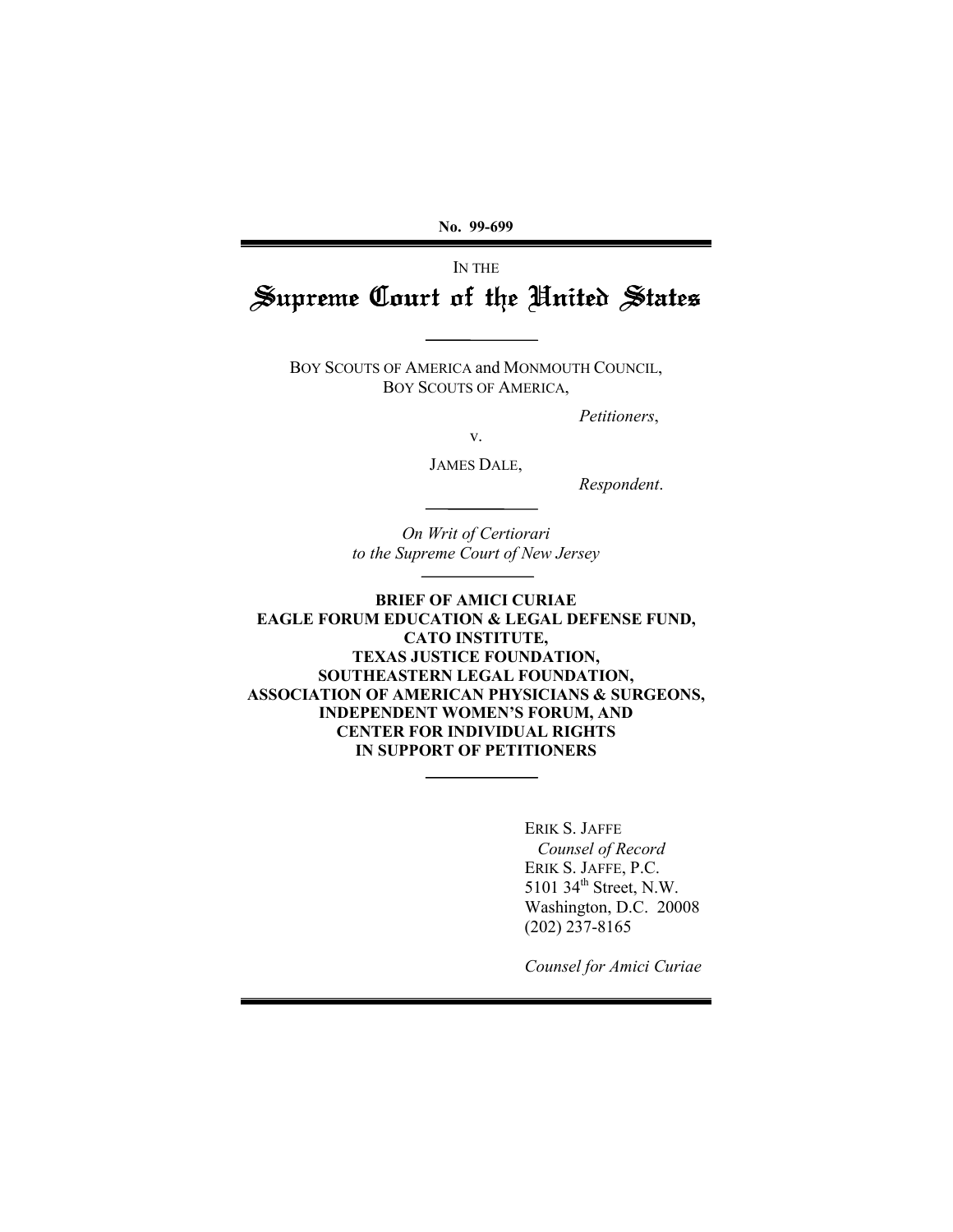**No. 99-699**

IN THE

# Supreme Court of the United States

---

BOY SCOUTS OF AMERICA and MONMOUTH COUNCIL, BOY SCOUTS OF AMERICA,

*Petitioners*,

v.

JAMES DALE,

*Respondent*.

---

*On Writ of Certiorari to the Supreme Court of New Jersey*

---

**BRIEF OF AMICI CURIAE EAGLE FORUM EDUCATION & LEGAL DEFENSE FUND, CATO INSTITUTE, TEXAS JUSTICE FOUNDATION, SOUTHEASTERN LEGAL FOUNDATION, ASSOCIATION OF AMERICAN PHYSICIANS & SURGEONS, INDEPENDENT WOMEN'S FORUM, AND CENTER FOR INDIVIDUAL RIGHTS IN SUPPORT OF PETITIONERS**

---

ERIK S. JAFFE
*Counsel of Record*
ERIK S. JAFFE, P.C.
5101 34th Street, N.W.
Washington, D.C. 20008
(202) 237-8165

*Counsel for Amici Curiae*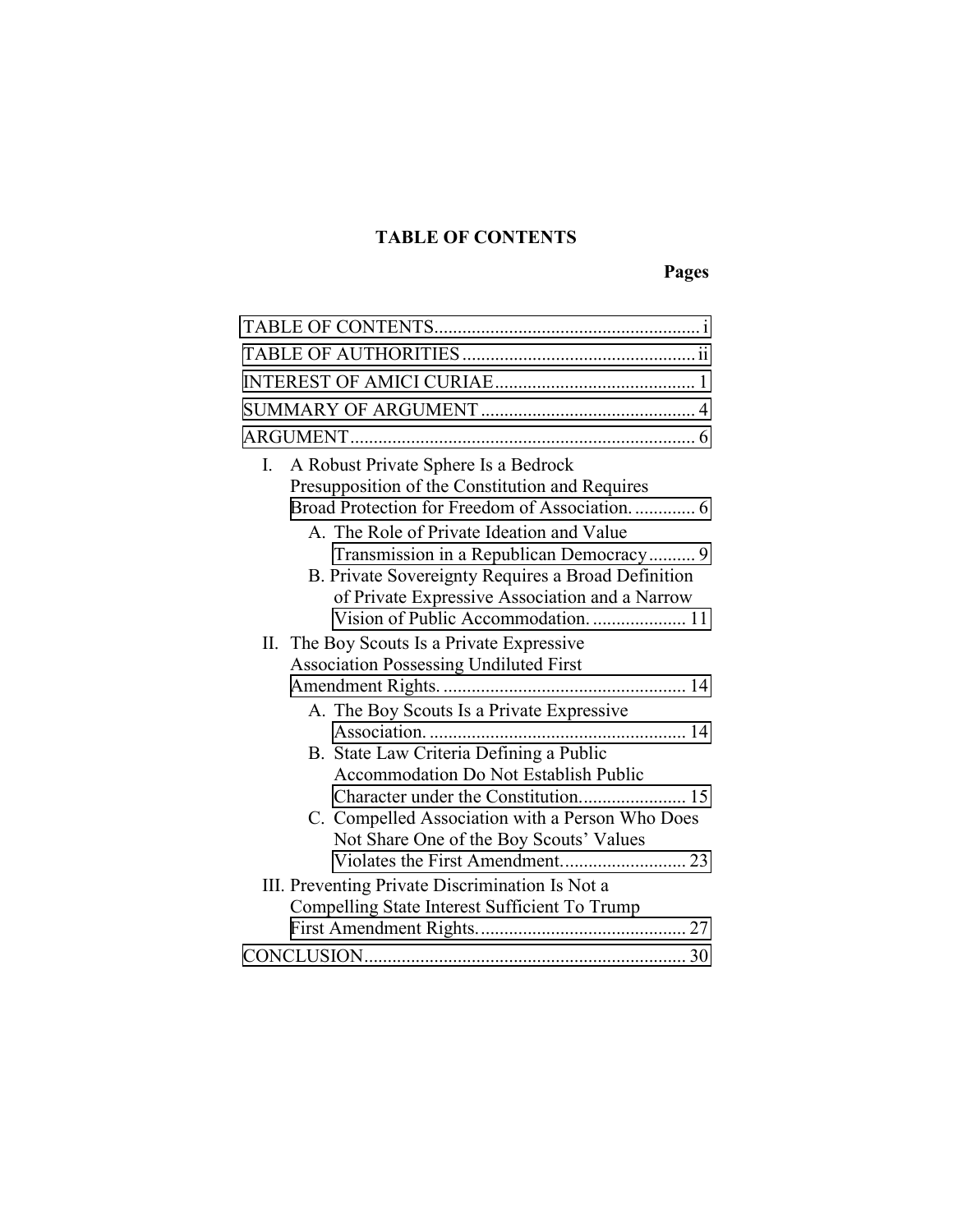# TABLE OF CONTENTS

**Pages**

TABLE OF CONTENTS ........................................................ i

TABLE OF AUTHORITIES .................................................. ii

INTEREST OF AMICI CURIAE .......................................... 1

SUMMARY OF ARGUMENT .............................................. 4

ARGUMENT .......................................................................... 6

- I. A Robust Private Sphere Is a Bedrock Presupposition of the Constitution and Requires Broad Protection for Freedom of Association. ............ 6
  - A. The Role of Private Ideation and Value Transmission in a Republican Democracy .......... 9
  - B. Private Sovereignty Requires a Broad Definition of Private Expressive Association and a Narrow Vision of Public Accommodation. .................... 11
- II. The Boy Scouts Is a Private Expressive Association Possessing Undiluted First Amendment Rights. .................................................... 14
  - A. The Boy Scouts Is a Private Expressive Association. ....................................................... 14
  - B. State Law Criteria Defining a Public Accommodation Do Not Establish Public Character under the Constitution. ...................... 15
  - C. Compelled Association with a Person Who Does Not Share One of the Boy Scouts' Values Violates the First Amendment. .......................... 23
- III. Preventing Private Discrimination Is Not a Compelling State Interest Sufficient To Trump First Amendment Rights. ............................................ 27

CONCLUSION .................................................................... 30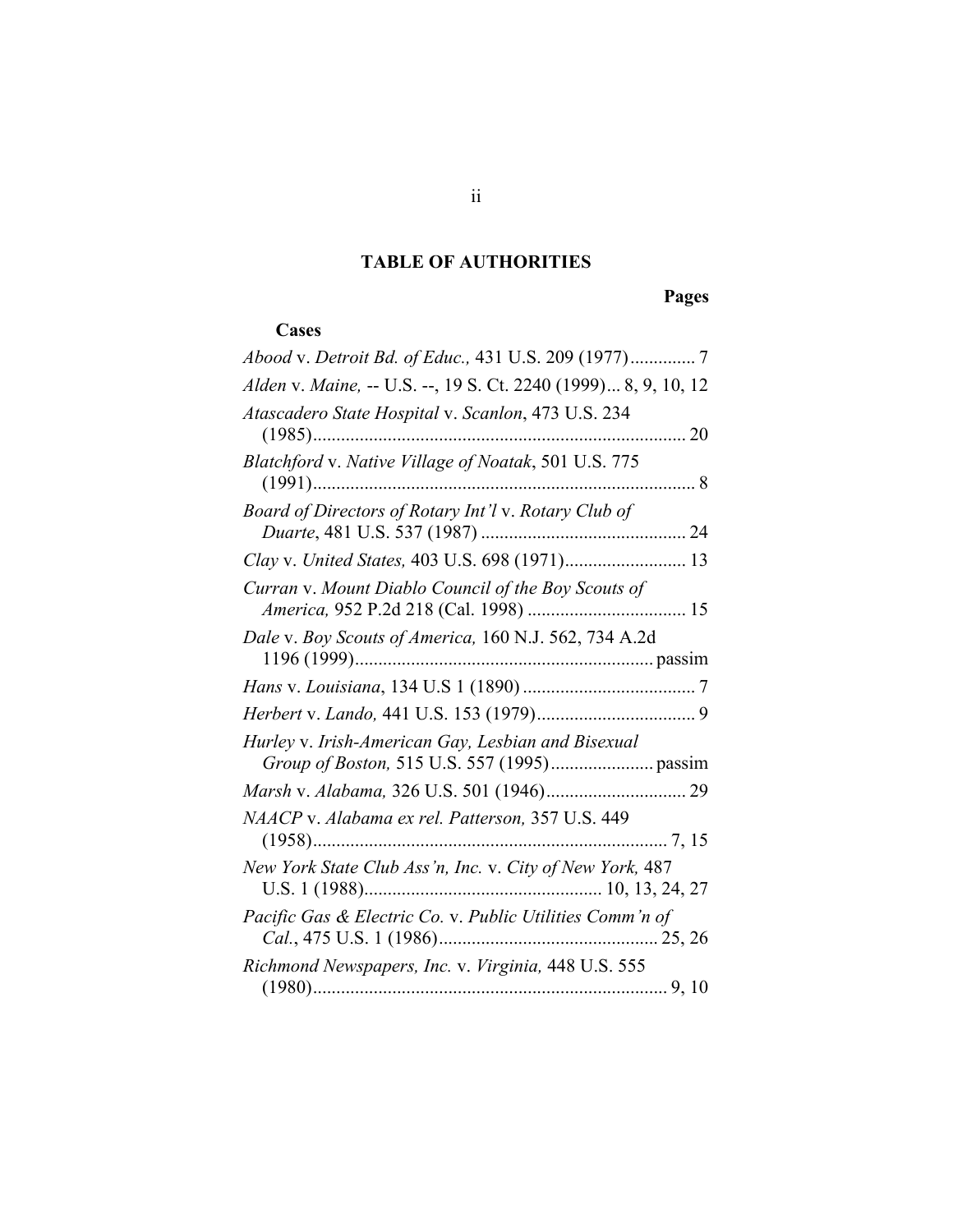## TABLE OF AUTHORITIES

**Pages**

### Cases

*Abood* v. *Detroit Bd. of Educ.,* 431 U.S. 209 (1977).............. 7

*Alden* v. *Maine,* -- U.S. --, 19 S. Ct. 2240 (1999)... 8, 9, 10, 12

*Atascadero State Hospital* v. *Scanlon*, 473 U.S. 234 (1985)................................................................................ 20

*Blatchford* v. *Native Village of Noatak*, 501 U.S. 775 (1991)................................................................................... 8

*Board of Directors of Rotary Int'l* v. *Rotary Club of Duarte*, 481 U.S. 537 (1987) ............................................ 24

*Clay* v. *United States,* 403 U.S. 698 (1971).......................... 13

*Curran* v. *Mount Diablo Council of the Boy Scouts of America,* 952 P.2d 218 (Cal. 1998) .................................. 15

*Dale* v. *Boy Scouts of America,* 160 N.J. 562, 734 A.2d 1196 (1999)................................................................ passim

*Hans* v. *Louisiana*, 134 U.S 1 (1890) ..................................... 7

*Herbert* v. *Lando,* 441 U.S. 153 (1979).................................. 9

*Hurley* v. *Irish-American Gay, Lesbian and Bisexual Group of Boston,* 515 U.S. 557 (1995)...................... passim

*Marsh* v. *Alabama,* 326 U.S. 501 (1946).............................. 29

*NAACP* v. *Alabama ex rel. Patterson,* 357 U.S. 449 (1958)............................................................................ 7, 15

*New York State Club Ass'n, Inc.* v. *City of New York,* 487 U.S. 1 (1988).................................................. 10, 13, 24, 27

*Pacific Gas & Electric Co.* v. *Public Utilities Comm'n of Cal.*, 475 U.S. 1 (1986)............................................... 25, 26

*Richmond Newspapers, Inc.* v. *Virginia,* 448 U.S. 555 (1980)............................................................................ 9, 10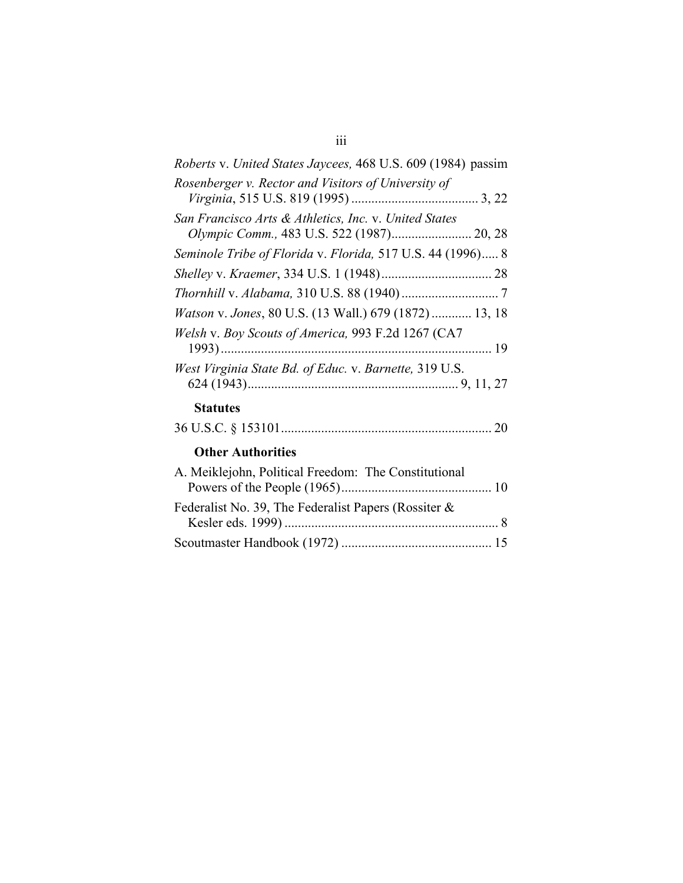*Roberts* v. *United States Jaycees,* 468 U.S. 609 (1984) passim

*Rosenberger v. Rector and Visitors of University of Virginia*, 515 U.S. 819 (1995) ...................................... 3, 22

*San Francisco Arts & Athletics, Inc.* v. *United States Olympic Comm.,* 483 U.S. 522 (1987)........................ 20, 28

*Seminole Tribe of Florida* v. *Florida,* 517 U.S. 44 (1996)..... 8

*Shelley* v. *Kraemer*, 334 U.S. 1 (1948)................................. 28

*Thornhill* v. *Alabama,* 310 U.S. 88 (1940)............................. 7

*Watson* v. *Jones*, 80 U.S. (13 Wall.) 679 (1872)............ 13, 18

*Welsh* v. *Boy Scouts of America,* 993 F.2d 1267 (CA7 1993)................................................................................. 19

*West Virginia State Bd. of Educ.* v. *Barnette,* 319 U.S. 624 (1943)............................................................... 9, 11, 27

**Statutes**

36 U.S.C. § 153101............................................................... 20

**Other Authorities**

A. Meiklejohn, Political Freedom: The Constitutional Powers of the People (1965)............................................. 10

Federalist No. 39, The Federalist Papers (Rossiter & Kesler eds. 1999) ................................................................ 8

Scoutmaster Handbook (1972) ............................................ 15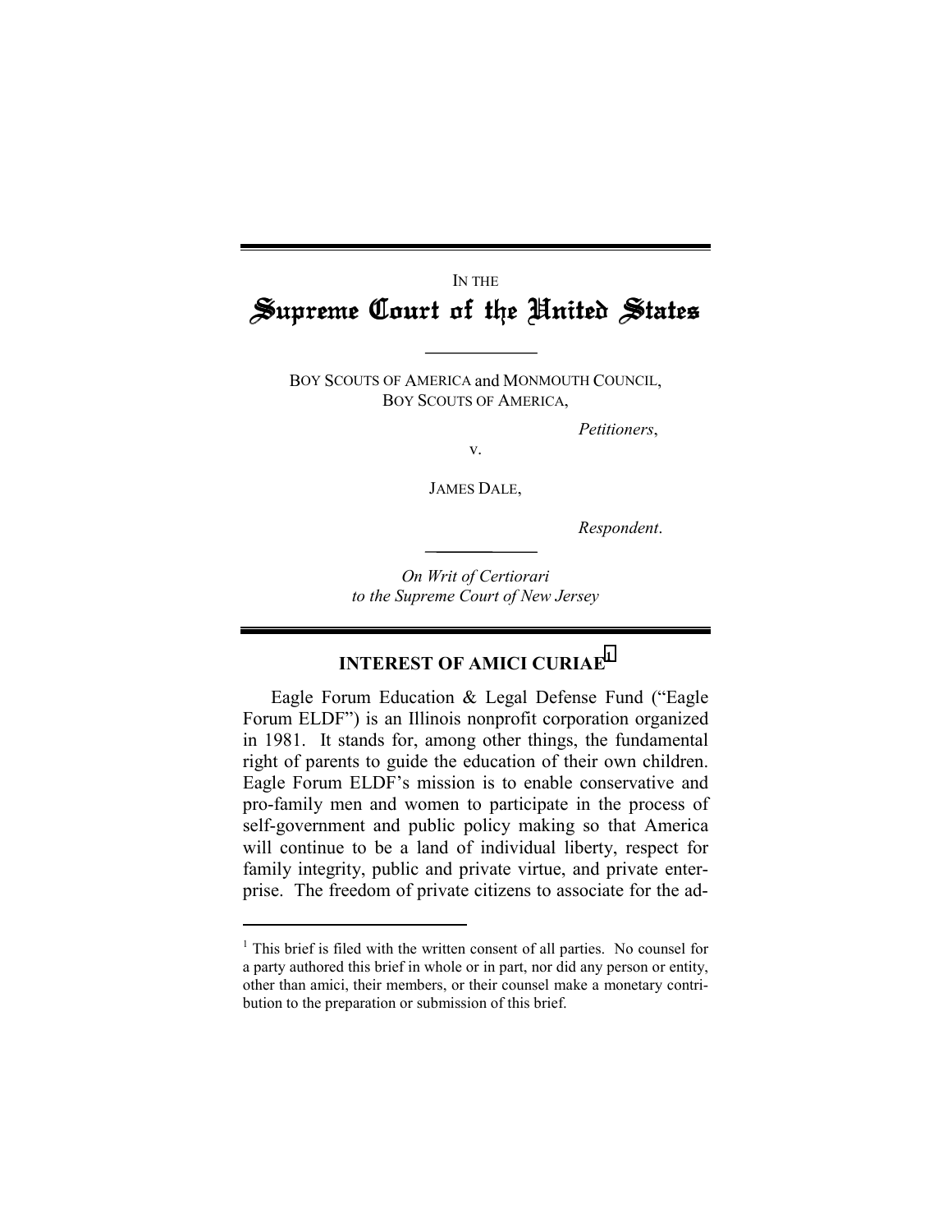IN THE

# Supreme Court of the United States

BOY SCOUTS OF AMERICA and MONMOUTH COUNCIL, BOY SCOUTS OF AMERICA,

*Petitioners*,

v.

JAMES DALE,

*Respondent*.

*On Writ of Certiorari to the Supreme Court of New Jersey*

## INTEREST OF AMICI CURIAE[1]

Eagle Forum Education & Legal Defense Fund ("Eagle Forum ELDF") is an Illinois nonprofit corporation organized in 1981. It stands for, among other things, the fundamental right of parents to guide the education of their own children. Eagle Forum ELDF's mission is to enable conservative and pro-family men and women to participate in the process of self-government and public policy making so that America will continue to be a land of individual liberty, respect for family integrity, public and private virtue, and private enterprise. The freedom of private citizens to associate for the ad-

[1] This brief is filed with the written consent of all parties. No counsel for a party authored this brief in whole or in part, nor did any person or entity, other than amici, their members, or their counsel make a monetary contribution to the preparation or submission of this brief.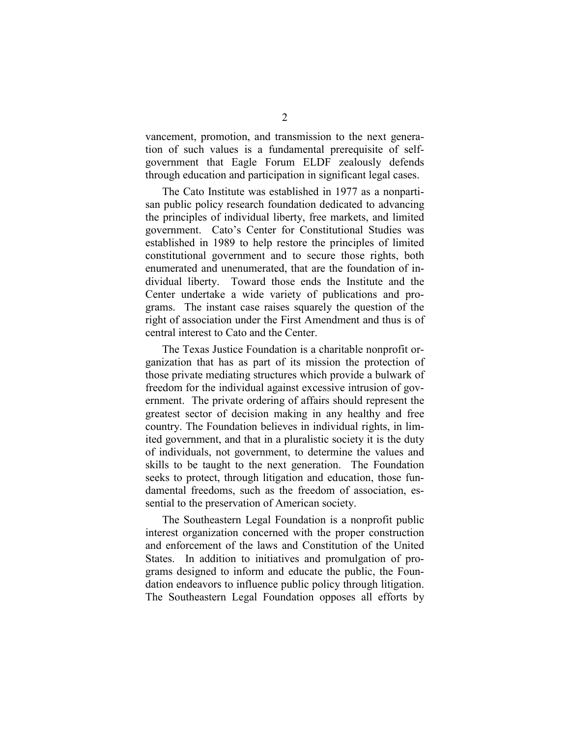vancement, promotion, and transmission to the next generation of such values is a fundamental prerequisite of self-government that Eagle Forum ELDF zealously defends through education and participation in significant legal cases.

The Cato Institute was established in 1977 as a nonpartisan public policy research foundation dedicated to advancing the principles of individual liberty, free markets, and limited government. Cato's Center for Constitutional Studies was established in 1989 to help restore the principles of limited constitutional government and to secure those rights, both enumerated and unenumerated, that are the foundation of individual liberty. Toward those ends the Institute and the Center undertake a wide variety of publications and programs. The instant case raises squarely the question of the right of association under the First Amendment and thus is of central interest to Cato and the Center.

The Texas Justice Foundation is a charitable nonprofit organization that has as part of its mission the protection of those private mediating structures which provide a bulwark of freedom for the individual against excessive intrusion of government. The private ordering of affairs should represent the greatest sector of decision making in any healthy and free country. The Foundation believes in individual rights, in limited government, and that in a pluralistic society it is the duty of individuals, not government, to determine the values and skills to be taught to the next generation. The Foundation seeks to protect, through litigation and education, those fundamental freedoms, such as the freedom of association, essential to the preservation of American society.

The Southeastern Legal Foundation is a nonprofit public interest organization concerned with the proper construction and enforcement of the laws and Constitution of the United States. In addition to initiatives and promulgation of programs designed to inform and educate the public, the Foundation endeavors to influence public policy through litigation. The Southeastern Legal Foundation opposes all efforts by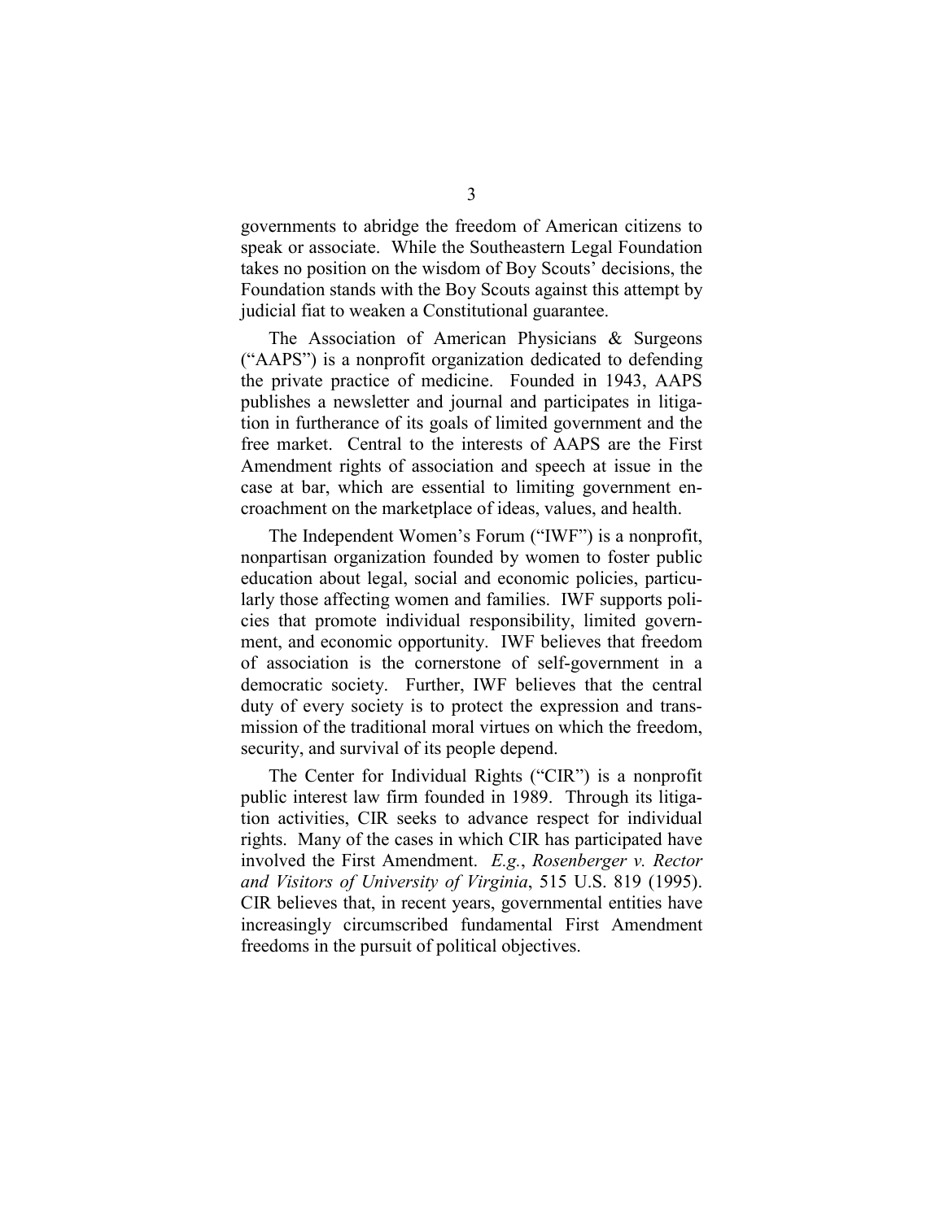governments to abridge the freedom of American citizens to speak or associate. While the Southeastern Legal Foundation takes no position on the wisdom of Boy Scouts' decisions, the Foundation stands with the Boy Scouts against this attempt by judicial fiat to weaken a Constitutional guarantee.

The Association of American Physicians & Surgeons ("AAPS") is a nonprofit organization dedicated to defending the private practice of medicine. Founded in 1943, AAPS publishes a newsletter and journal and participates in litigation in furtherance of its goals of limited government and the free market. Central to the interests of AAPS are the First Amendment rights of association and speech at issue in the case at bar, which are essential to limiting government encroachment on the marketplace of ideas, values, and health.

The Independent Women's Forum ("IWF") is a nonprofit, nonpartisan organization founded by women to foster public education about legal, social and economic policies, particularly those affecting women and families. IWF supports policies that promote individual responsibility, limited government, and economic opportunity. IWF believes that freedom of association is the cornerstone of self-government in a democratic society. Further, IWF believes that the central duty of every society is to protect the expression and transmission of the traditional moral virtues on which the freedom, security, and survival of its people depend.

The Center for Individual Rights ("CIR") is a nonprofit public interest law firm founded in 1989. Through its litigation activities, CIR seeks to advance respect for individual rights. Many of the cases in which CIR has participated have involved the First Amendment. *E.g.*, *Rosenberger v. Rector and Visitors of University of Virginia*, 515 U.S. 819 (1995). CIR believes that, in recent years, governmental entities have increasingly circumscribed fundamental First Amendment freedoms in the pursuit of political objectives.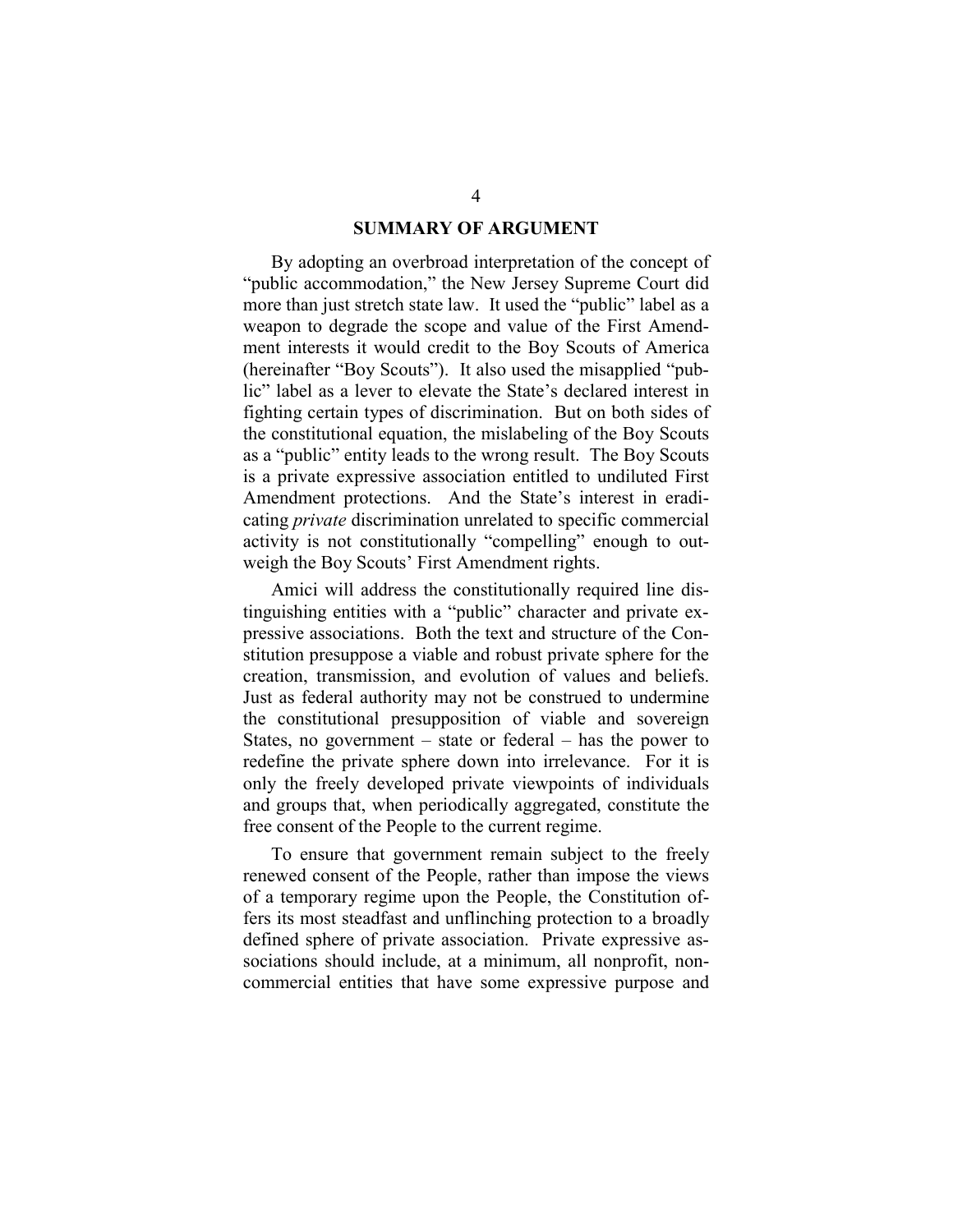## SUMMARY OF ARGUMENT

By adopting an overbroad interpretation of the concept of "public accommodation," the New Jersey Supreme Court did more than just stretch state law. It used the "public" label as a weapon to degrade the scope and value of the First Amendment interests it would credit to the Boy Scouts of America (hereinafter "Boy Scouts"). It also used the misapplied "public" label as a lever to elevate the State's declared interest in fighting certain types of discrimination. But on both sides of the constitutional equation, the mislabeling of the Boy Scouts as a "public" entity leads to the wrong result. The Boy Scouts is a private expressive association entitled to undiluted First Amendment protections. And the State's interest in eradicating *private* discrimination unrelated to specific commercial activity is not constitutionally "compelling" enough to outweigh the Boy Scouts' First Amendment rights.

Amici will address the constitutionally required line distinguishing entities with a "public" character and private expressive associations. Both the text and structure of the Constitution presuppose a viable and robust private sphere for the creation, transmission, and evolution of values and beliefs. Just as federal authority may not be construed to undermine the constitutional presupposition of viable and sovereign States, no government – state or federal – has the power to redefine the private sphere down into irrelevance. For it is only the freely developed private viewpoints of individuals and groups that, when periodically aggregated, constitute the free consent of the People to the current regime.

To ensure that government remain subject to the freely renewed consent of the People, rather than impose the views of a temporary regime upon the People, the Constitution offers its most steadfast and unflinching protection to a broadly defined sphere of private association. Private expressive associations should include, at a minimum, all nonprofit, noncommercial entities that have some expressive purpose and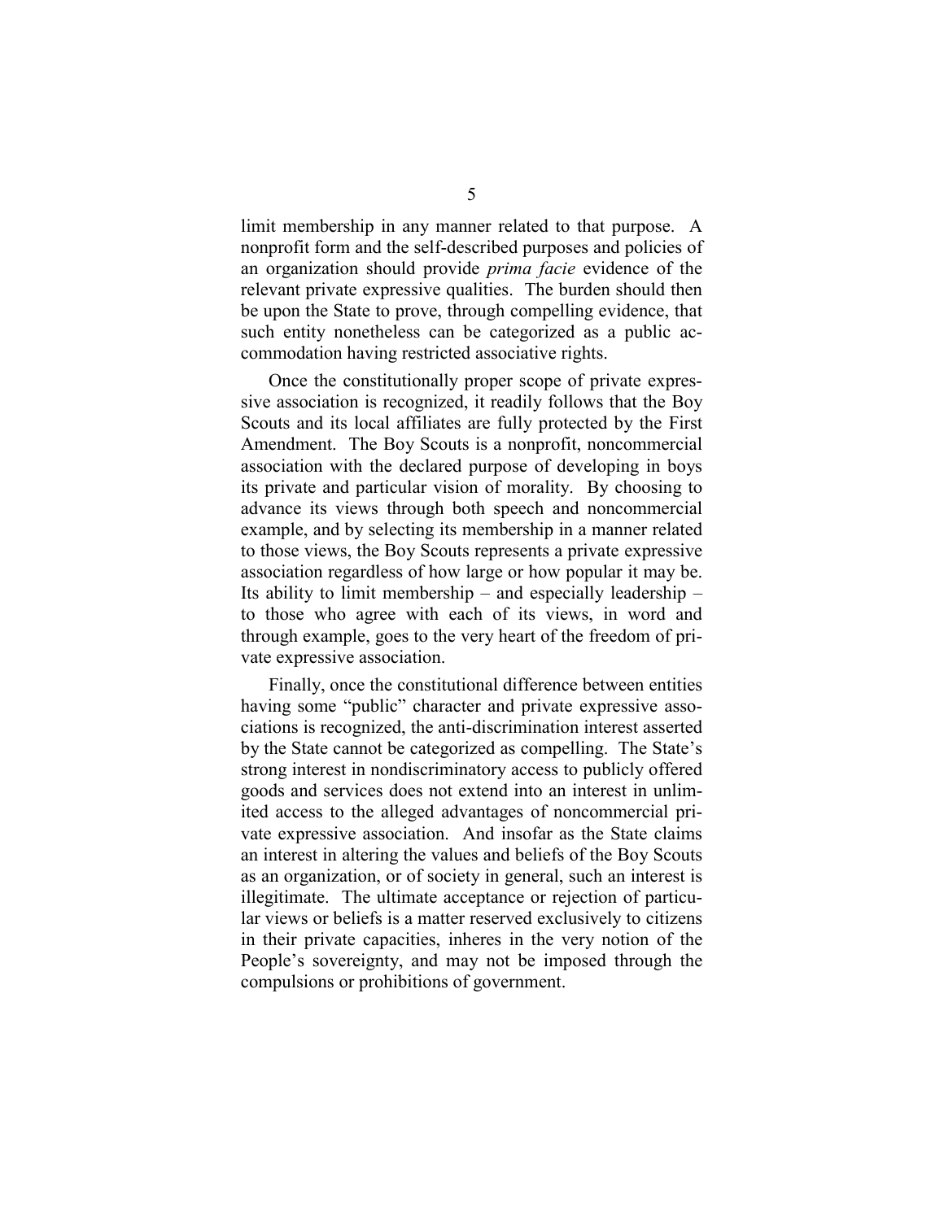limit membership in any manner related to that purpose. A nonprofit form and the self-described purposes and policies of an organization should provide *prima facie* evidence of the relevant private expressive qualities. The burden should then be upon the State to prove, through compelling evidence, that such entity nonetheless can be categorized as a public accommodation having restricted associative rights.

Once the constitutionally proper scope of private expressive association is recognized, it readily follows that the Boy Scouts and its local affiliates are fully protected by the First Amendment. The Boy Scouts is a nonprofit, noncommercial association with the declared purpose of developing in boys its private and particular vision of morality. By choosing to advance its views through both speech and noncommercial example, and by selecting its membership in a manner related to those views, the Boy Scouts represents a private expressive association regardless of how large or how popular it may be. Its ability to limit membership – and especially leadership – to those who agree with each of its views, in word and through example, goes to the very heart of the freedom of private expressive association.

Finally, once the constitutional difference between entities having some "public" character and private expressive associations is recognized, the anti-discrimination interest asserted by the State cannot be categorized as compelling. The State's strong interest in nondiscriminatory access to publicly offered goods and services does not extend into an interest in unlimited access to the alleged advantages of noncommercial private expressive association. And insofar as the State claims an interest in altering the values and beliefs of the Boy Scouts as an organization, or of society in general, such an interest is illegitimate. The ultimate acceptance or rejection of particular views or beliefs is a matter reserved exclusively to citizens in their private capacities, inheres in the very notion of the People's sovereignty, and may not be imposed through the compulsions or prohibitions of government.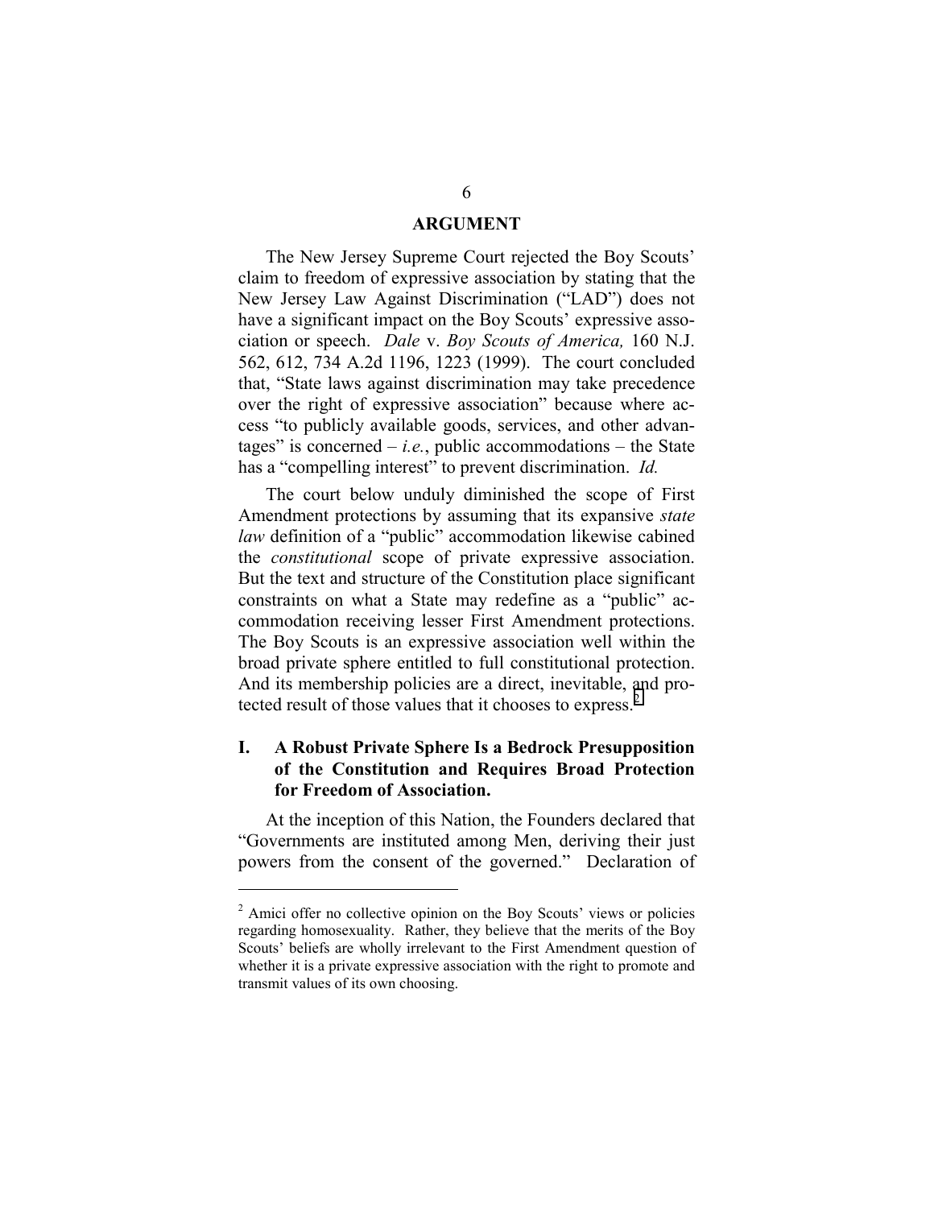## ARGUMENT

The New Jersey Supreme Court rejected the Boy Scouts' claim to freedom of expressive association by stating that the New Jersey Law Against Discrimination ("LAD") does not have a significant impact on the Boy Scouts' expressive association or speech. *Dale* v. *Boy Scouts of America,* 160 N.J. 562, 612, 734 A.2d 1196, 1223 (1999). The court concluded that, "State laws against discrimination may take precedence over the right of expressive association" because where access "to publicly available goods, services, and other advantages" is concerned – *i.e.*, public accommodations – the State has a "compelling interest" to prevent discrimination. *Id.*

The court below unduly diminished the scope of First Amendment protections by assuming that its expansive *state law* definition of a "public" accommodation likewise cabined the *constitutional* scope of private expressive association. But the text and structure of the Constitution place significant constraints on what a State may redefine as a "public" accommodation receiving lesser First Amendment protections. The Boy Scouts is an expressive association well within the broad private sphere entitled to full constitutional protection. And its membership policies are a direct, inevitable, and protected result of those values that it chooses to express.[2]

### I. A Robust Private Sphere Is a Bedrock Presupposition of the Constitution and Requires Broad Protection for Freedom of Association.

At the inception of this Nation, the Founders declared that "Governments are instituted among Men, deriving their just powers from the consent of the governed." Declaration of

---

[2] Amici offer no collective opinion on the Boy Scouts' views or policies regarding homosexuality. Rather, they believe that the merits of the Boy Scouts' beliefs are wholly irrelevant to the First Amendment question of whether it is a private expressive association with the right to promote and transmit values of its own choosing.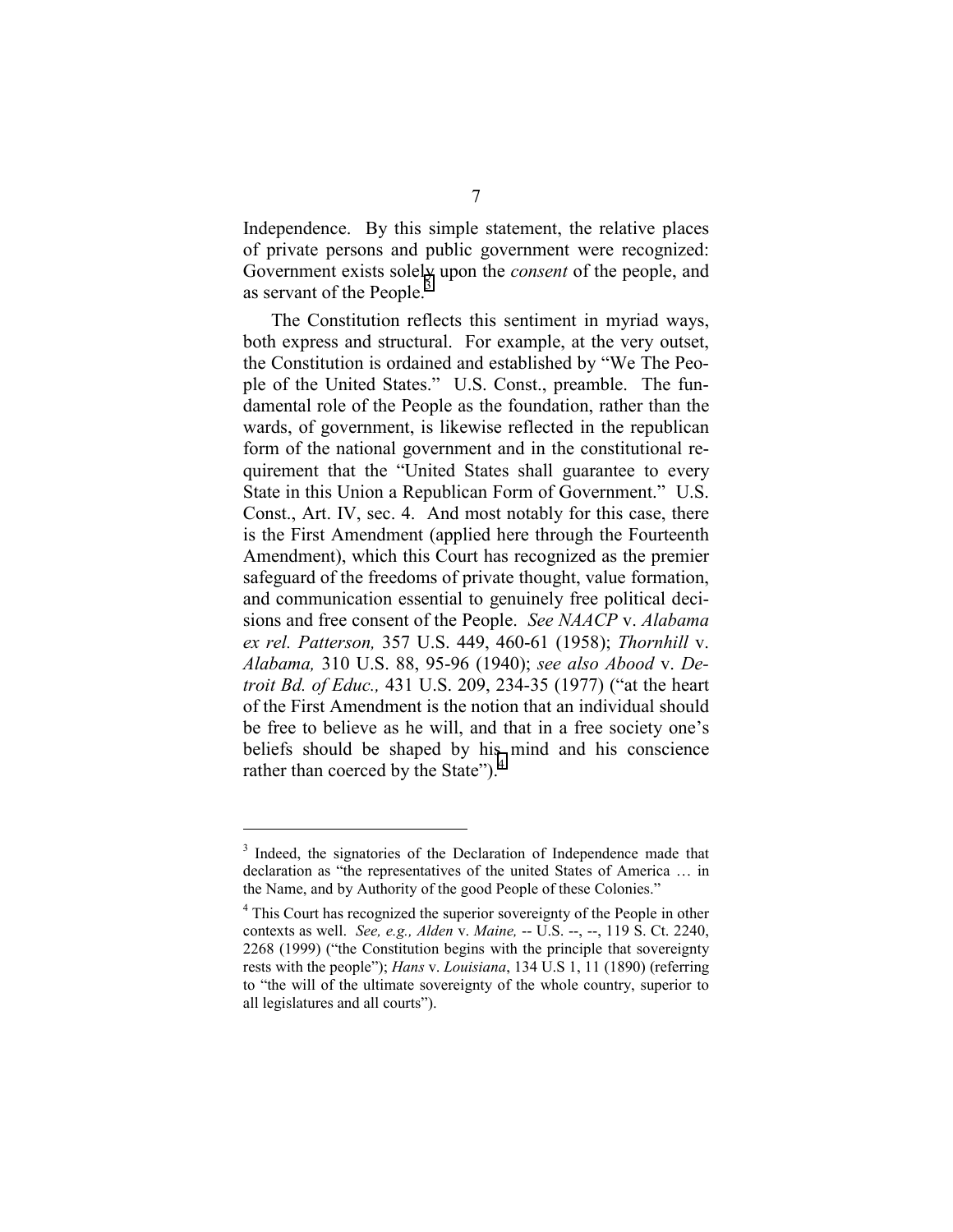Independence. By this simple statement, the relative places of private persons and public government were recognized: Government exists solely upon the *consent* of the people, and as servant of the People.[3]

The Constitution reflects this sentiment in myriad ways, both express and structural. For example, at the very outset, the Constitution is ordained and established by "We The People of the United States." U.S. Const., preamble. The fundamental role of the People as the foundation, rather than the wards, of government, is likewise reflected in the republican form of the national government and in the constitutional requirement that the "United States shall guarantee to every State in this Union a Republican Form of Government." U.S. Const., Art. IV, sec. 4. And most notably for this case, there is the First Amendment (applied here through the Fourteenth Amendment), which this Court has recognized as the premier safeguard of the freedoms of private thought, value formation, and communication essential to genuinely free political decisions and free consent of the People. *See NAACP* v. *Alabama ex rel. Patterson,* 357 U.S. 449, 460-61 (1958); *Thornhill* v. *Alabama,* 310 U.S. 88, 95-96 (1940); *see also Abood* v. *Detroit Bd. of Educ.,* 431 U.S. 209, 234-35 (1977) ("at the heart of the First Amendment is the notion that an individual should be free to believe as he will, and that in a free society one's beliefs should be shaped by his mind and his conscience rather than coerced by the State").[4]

---

[3] Indeed, the signatories of the Declaration of Independence made that declaration as "the representatives of the united States of America … in the Name, and by Authority of the good People of these Colonies."

[4] This Court has recognized the superior sovereignty of the People in other contexts as well. *See, e.g., Alden* v. *Maine,* -- U.S. --, --, 119 S. Ct. 2240, 2268 (1999) ("the Constitution begins with the principle that sovereignty rests with the people"); *Hans* v. *Louisiana*, 134 U.S 1, 11 (1890) (referring to "the will of the ultimate sovereignty of the whole country, superior to all legislatures and all courts").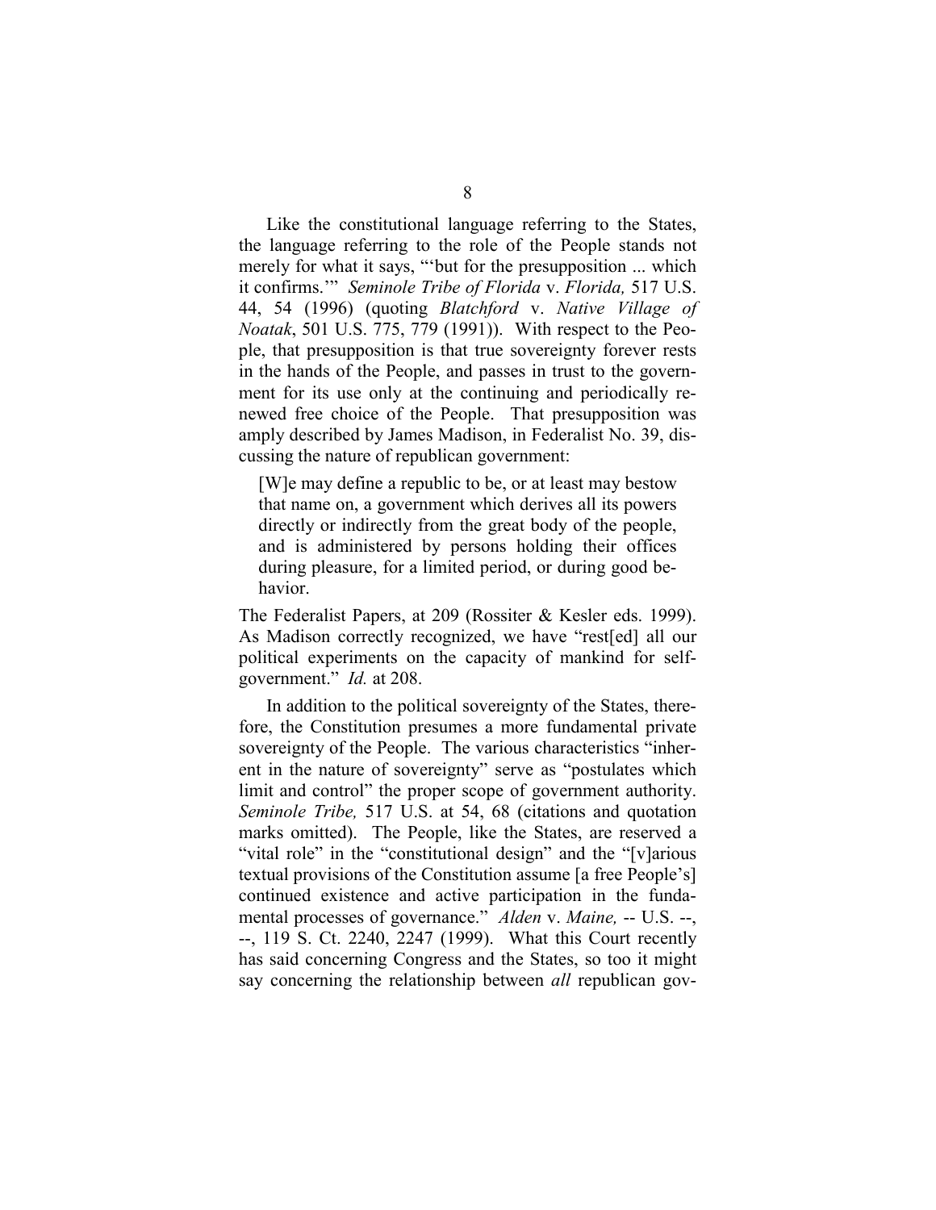Like the constitutional language referring to the States, the language referring to the role of the People stands not merely for what it says, "'but for the presupposition ... which it confirms.'" *Seminole Tribe of Florida* v. *Florida,* 517 U.S. 44, 54 (1996) (quoting *Blatchford* v. *Native Village of Noatak*, 501 U.S. 775, 779 (1991)). With respect to the People, that presupposition is that true sovereignty forever rests in the hands of the People, and passes in trust to the government for its use only at the continuing and periodically renewed free choice of the People. That presupposition was amply described by James Madison, in Federalist No. 39, discussing the nature of republican government:

> [W]e may define a republic to be, or at least may bestow that name on, a government which derives all its powers directly or indirectly from the great body of the people, and is administered by persons holding their offices during pleasure, for a limited period, or during good behavior.

The Federalist Papers, at 209 (Rossiter & Kesler eds. 1999). As Madison correctly recognized, we have "rest[ed] all our political experiments on the capacity of mankind for self-government." *Id.* at 208.

In addition to the political sovereignty of the States, therefore, the Constitution presumes a more fundamental private sovereignty of the People. The various characteristics "inherent in the nature of sovereignty" serve as "postulates which limit and control" the proper scope of government authority. *Seminole Tribe,* 517 U.S. at 54, 68 (citations and quotation marks omitted). The People, like the States, are reserved a "vital role" in the "constitutional design" and the "[v]arious textual provisions of the Constitution assume [a free People's] continued existence and active participation in the fundamental processes of governance." *Alden* v. *Maine,* -- U.S. --, --, 119 S. Ct. 2240, 2247 (1999). What this Court recently has said concerning Congress and the States, so too it might say concerning the relationship between *all* republican gov-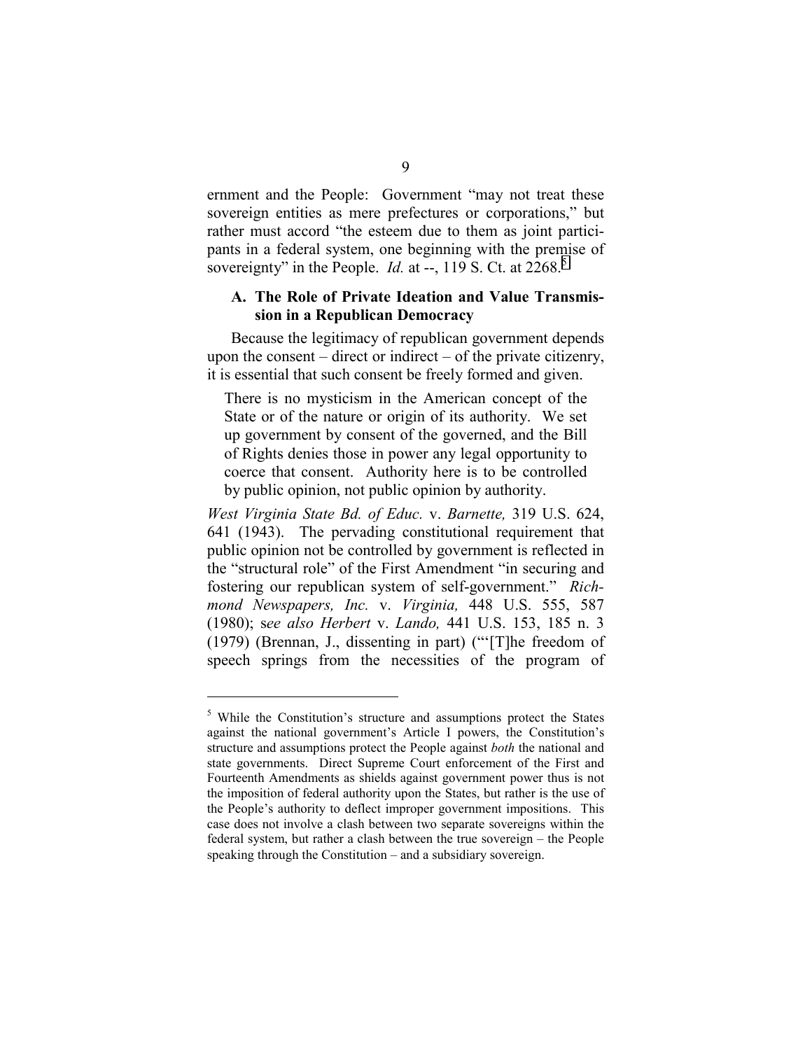ernment and the People: Government "may not treat these sovereign entities as mere prefectures or corporations," but rather must accord "the esteem due to them as joint participants in a federal system, one beginning with the premise of sovereignty" in the People. *Id.* at --, 119 S. Ct. at 2268.[5]

### A. The Role of Private Ideation and Value Transmission in a Republican Democracy

Because the legitimacy of republican government depends upon the consent – direct or indirect – of the private citizenry, it is essential that such consent be freely formed and given.

> There is no mysticism in the American concept of the State or of the nature or origin of its authority. We set up government by consent of the governed, and the Bill of Rights denies those in power any legal opportunity to coerce that consent. Authority here is to be controlled by public opinion, not public opinion by authority.

*West Virginia State Bd. of Educ.* v. *Barnette,* 319 U.S. 624, 641 (1943). The pervading constitutional requirement that public opinion not be controlled by government is reflected in the "structural role" of the First Amendment "in securing and fostering our republican system of self-government." *Richmond Newspapers, Inc.* v. *Virginia,* 448 U.S. 555, 587 (1980); s*ee also Herbert* v. *Lando,* 441 U.S. 153, 185 n. 3 (1979) (Brennan, J., dissenting in part) ("'[T]he freedom of speech springs from the necessities of the program of

---

[5] While the Constitution's structure and assumptions protect the States against the national government's Article I powers, the Constitution's structure and assumptions protect the People against *both* the national and state governments. Direct Supreme Court enforcement of the First and Fourteenth Amendments as shields against government power thus is not the imposition of federal authority upon the States, but rather is the use of the People's authority to deflect improper government impositions. This case does not involve a clash between two separate sovereigns within the federal system, but rather a clash between the true sovereign – the People speaking through the Constitution – and a subsidiary sovereign.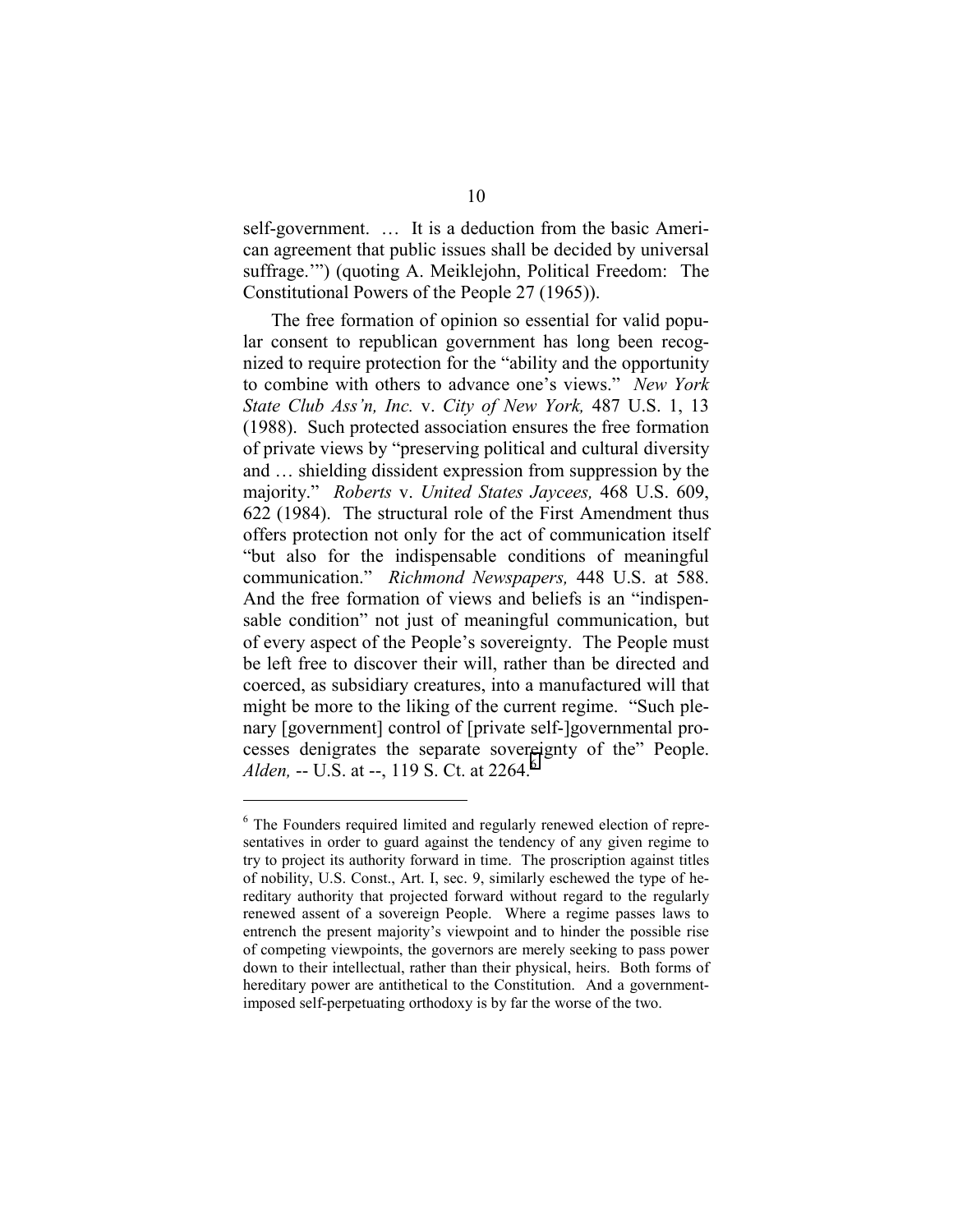self-government. … It is a deduction from the basic American agreement that public issues shall be decided by universal suffrage.'") (quoting A. Meiklejohn, Political Freedom: The Constitutional Powers of the People 27 (1965)).

The free formation of opinion so essential for valid popular consent to republican government has long been recognized to require protection for the "ability and the opportunity to combine with others to advance one's views." *New York State Club Ass'n, Inc.* v. *City of New York,* 487 U.S. 1, 13 (1988). Such protected association ensures the free formation of private views by "preserving political and cultural diversity and … shielding dissident expression from suppression by the majority." *Roberts* v. *United States Jaycees,* 468 U.S. 609, 622 (1984). The structural role of the First Amendment thus offers protection not only for the act of communication itself "but also for the indispensable conditions of meaningful communication." *Richmond Newspapers,* 448 U.S. at 588. And the free formation of views and beliefs is an "indispensable condition" not just of meaningful communication, but of every aspect of the People's sovereignty. The People must be left free to discover their will, rather than be directed and coerced, as subsidiary creatures, into a manufactured will that might be more to the liking of the current regime. "Such plenary [government] control of [private self-]governmental processes denigrates the separate sovereignty of the" People. *Alden,* -- U.S. at --, 119 S. Ct. at 2264.[6]

---

[6] The Founders required limited and regularly renewed election of representatives in order to guard against the tendency of any given regime to try to project its authority forward in time. The proscription against titles of nobility, U.S. Const., Art. I, sec. 9, similarly eschewed the type of hereditary authority that projected forward without regard to the regularly renewed assent of a sovereign People. Where a regime passes laws to entrench the present majority's viewpoint and to hinder the possible rise of competing viewpoints, the governors are merely seeking to pass power down to their intellectual, rather than their physical, heirs. Both forms of hereditary power are antithetical to the Constitution. And a government-imposed self-perpetuating orthodoxy is by far the worse of the two.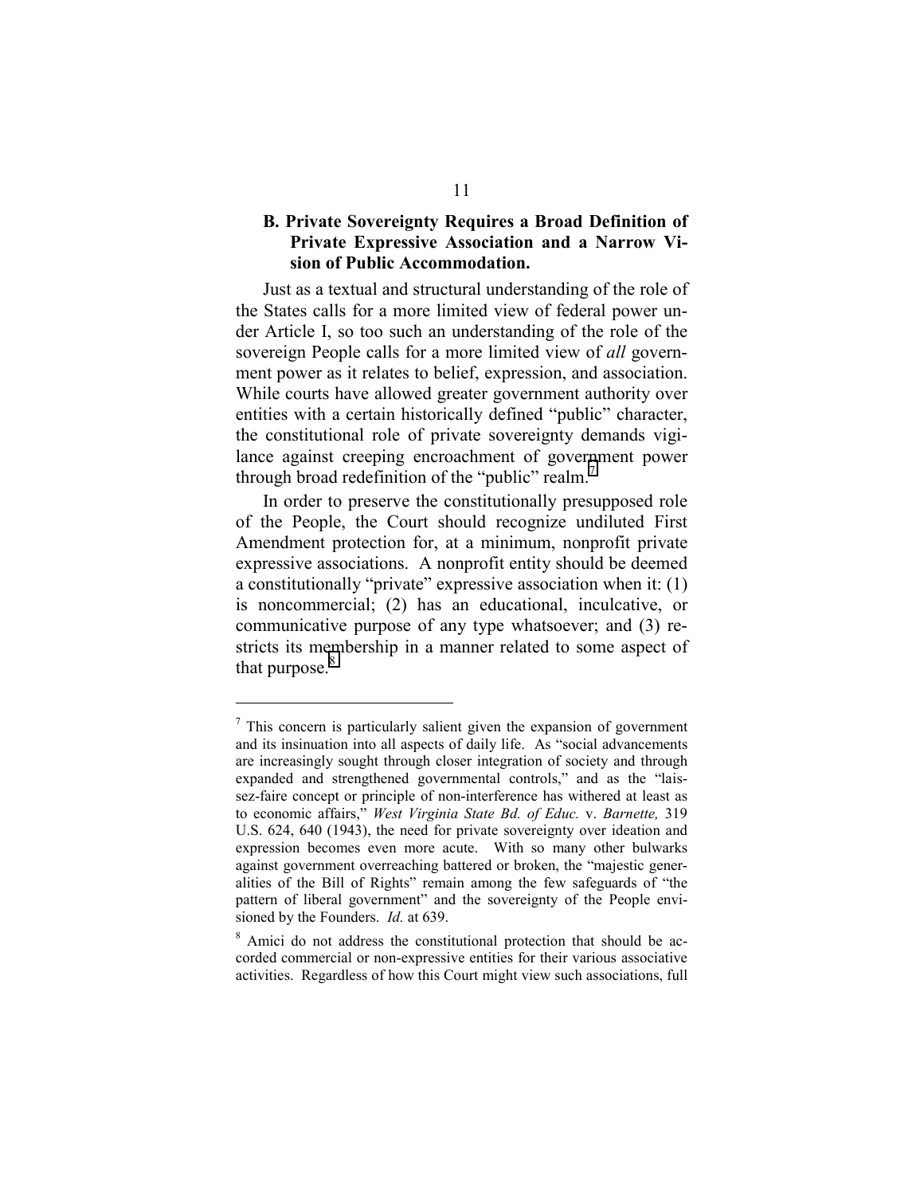### B. Private Sovereignty Requires a Broad Definition of Private Expressive Association and a Narrow Vision of Public Accommodation.

Just as a textual and structural understanding of the role of the States calls for a more limited view of federal power under Article I, so too such an understanding of the role of the sovereign People calls for a more limited view of *all* government power as it relates to belief, expression, and association. While courts have allowed greater government authority over entities with a certain historically defined "public" character, the constitutional role of private sovereignty demands vigilance against creeping encroachment of government power through broad redefinition of the "public" realm.[7]

In order to preserve the constitutionally presupposed role of the People, the Court should recognize undiluted First Amendment protection for, at a minimum, nonprofit private expressive associations. A nonprofit entity should be deemed a constitutionally "private" expressive association when it: (1) is noncommercial; (2) has an educational, inculcative, or communicative purpose of any type whatsoever; and (3) restricts its membership in a manner related to some aspect of that purpose.[8]

---

[7] This concern is particularly salient given the expansion of government and its insinuation into all aspects of daily life. As "social advancements are increasingly sought through closer integration of society and through expanded and strengthened governmental controls," and as the "laissez-faire concept or principle of non-interference has withered at least as to economic affairs," *West Virginia State Bd. of Educ.* v. *Barnette,* 319 U.S. 624, 640 (1943), the need for private sovereignty over ideation and expression becomes even more acute. With so many other bulwarks against government overreaching battered or broken, the "majestic generalities of the Bill of Rights" remain among the few safeguards of "the pattern of liberal government" and the sovereignty of the People envisioned by the Founders. *Id.* at 639.

[8] Amici do not address the constitutional protection that should be accorded commercial or non-expressive entities for their various associative activities. Regardless of how this Court might view such associations, full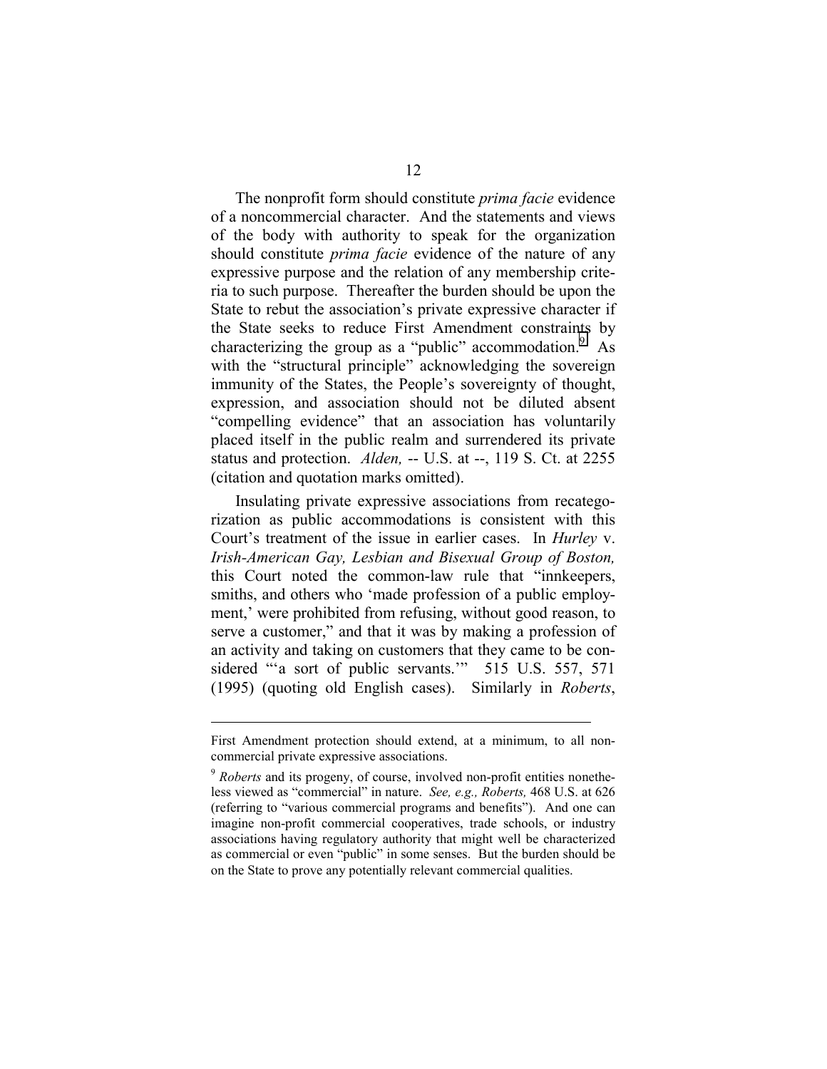The nonprofit form should constitute *prima facie* evidence of a noncommercial character. And the statements and views of the body with authority to speak for the organization should constitute *prima facie* evidence of the nature of any expressive purpose and the relation of any membership criteria to such purpose. Thereafter the burden should be upon the State to rebut the association's private expressive character if the State seeks to reduce First Amendment constraints by characterizing the group as a "public" accommodation.[9] As with the "structural principle" acknowledging the sovereign immunity of the States, the People's sovereignty of thought, expression, and association should not be diluted absent "compelling evidence" that an association has voluntarily placed itself in the public realm and surrendered its private status and protection. *Alden,* -- U.S. at --, 119 S. Ct. at 2255 (citation and quotation marks omitted).

Insulating private expressive associations from recategorization as public accommodations is consistent with this Court's treatment of the issue in earlier cases. In *Hurley* v. *Irish-American Gay, Lesbian and Bisexual Group of Boston,* this Court noted the common-law rule that "innkeepers, smiths, and others who 'made profession of a public employment,' were prohibited from refusing, without good reason, to serve a customer," and that it was by making a profession of an activity and taking on customers that they came to be considered "'a sort of public servants.'" 515 U.S. 557, 571 (1995) (quoting old English cases). Similarly in *Roberts*,

---

First Amendment protection should extend, at a minimum, to all noncommercial private expressive associations.

[9] *Roberts* and its progeny, of course, involved non-profit entities nonetheless viewed as "commercial" in nature. *See, e.g., Roberts,* 468 U.S. at 626 (referring to "various commercial programs and benefits"). And one can imagine non-profit commercial cooperatives, trade schools, or industry associations having regulatory authority that might well be characterized as commercial or even "public" in some senses. But the burden should be on the State to prove any potentially relevant commercial qualities.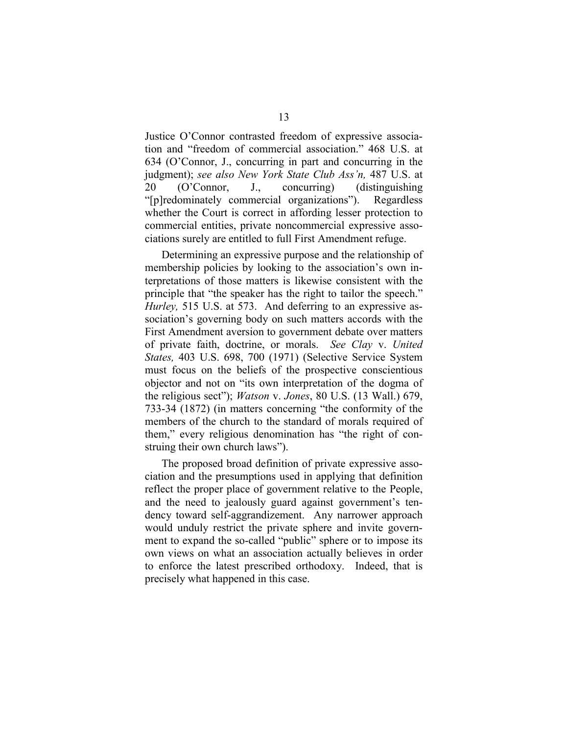Justice O'Connor contrasted freedom of expressive association and "freedom of commercial association." 468 U.S. at 634 (O'Connor, J., concurring in part and concurring in the judgment); *see also New York State Club Ass'n,* 487 U.S. at 20 (O'Connor, J., concurring) (distinguishing "[p]redominately commercial organizations"). Regardless whether the Court is correct in affording lesser protection to commercial entities, private noncommercial expressive associations surely are entitled to full First Amendment refuge.

Determining an expressive purpose and the relationship of membership policies by looking to the association's own interpretations of those matters is likewise consistent with the principle that "the speaker has the right to tailor the speech." *Hurley,* 515 U.S. at 573. And deferring to an expressive association's governing body on such matters accords with the First Amendment aversion to government debate over matters of private faith, doctrine, or morals. *See Clay* v. *United States,* 403 U.S. 698, 700 (1971) (Selective Service System must focus on the beliefs of the prospective conscientious objector and not on "its own interpretation of the dogma of the religious sect"); *Watson* v. *Jones*, 80 U.S. (13 Wall.) 679, 733-34 (1872) (in matters concerning "the conformity of the members of the church to the standard of morals required of them," every religious denomination has "the right of construing their own church laws").

The proposed broad definition of private expressive association and the presumptions used in applying that definition reflect the proper place of government relative to the People, and the need to jealously guard against government's tendency toward self-aggrandizement. Any narrower approach would unduly restrict the private sphere and invite government to expand the so-called "public" sphere or to impose its own views on what an association actually believes in order to enforce the latest prescribed orthodoxy. Indeed, that is precisely what happened in this case.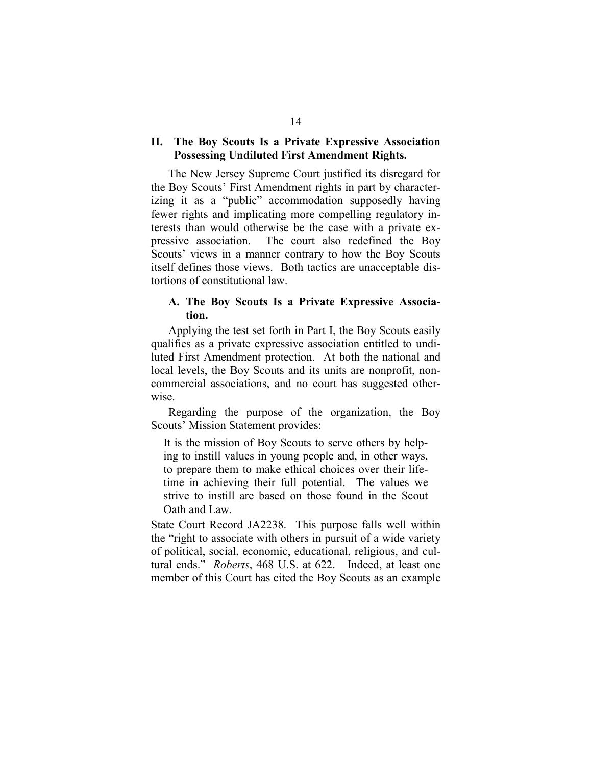## II. The Boy Scouts Is a Private Expressive Association Possessing Undiluted First Amendment Rights.

The New Jersey Supreme Court justified its disregard for the Boy Scouts' First Amendment rights in part by characterizing it as a "public" accommodation supposedly having fewer rights and implicating more compelling regulatory interests than would otherwise be the case with a private expressive association. The court also redefined the Boy Scouts' views in a manner contrary to how the Boy Scouts itself defines those views. Both tactics are unacceptable distortions of constitutional law.

### A. The Boy Scouts Is a Private Expressive Association.

Applying the test set forth in Part I, the Boy Scouts easily qualifies as a private expressive association entitled to undiluted First Amendment protection. At both the national and local levels, the Boy Scouts and its units are nonprofit, noncommercial associations, and no court has suggested otherwise.

Regarding the purpose of the organization, the Boy Scouts' Mission Statement provides:

> It is the mission of Boy Scouts to serve others by helping to instill values in young people and, in other ways, to prepare them to make ethical choices over their lifetime in achieving their full potential. The values we strive to instill are based on those found in the Scout Oath and Law.

State Court Record JA2238. This purpose falls well within the "right to associate with others in pursuit of a wide variety of political, social, economic, educational, religious, and cultural ends." *Roberts*, 468 U.S. at 622. Indeed, at least one member of this Court has cited the Boy Scouts as an example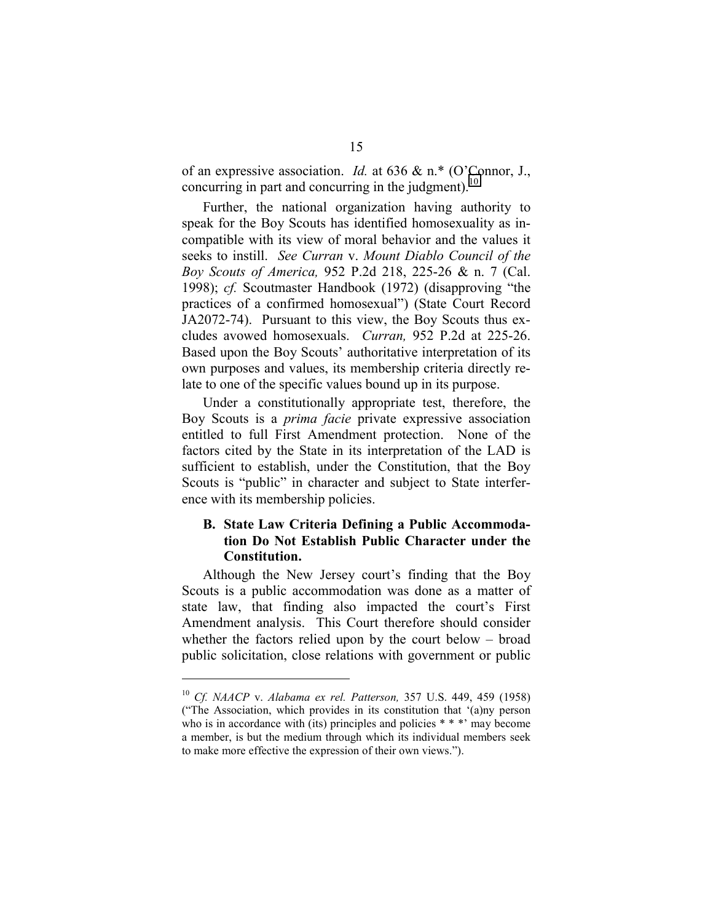of an expressive association. *Id.* at 636 & n.* (O'Connor, J., concurring in part and concurring in the judgment).[10]

Further, the national organization having authority to speak for the Boy Scouts has identified homosexuality as incompatible with its view of moral behavior and the values it seeks to instill. *See Curran* v. *Mount Diablo Council of the Boy Scouts of America,* 952 P.2d 218, 225-26 & n. 7 (Cal. 1998); *cf.* Scoutmaster Handbook (1972) (disapproving "the practices of a confirmed homosexual") (State Court Record JA2072-74). Pursuant to this view, the Boy Scouts thus excludes avowed homosexuals. *Curran,* 952 P.2d at 225-26. Based upon the Boy Scouts' authoritative interpretation of its own purposes and values, its membership criteria directly relate to one of the specific values bound up in its purpose.

Under a constitutionally appropriate test, therefore, the Boy Scouts is a *prima facie* private expressive association entitled to full First Amendment protection. None of the factors cited by the State in its interpretation of the LAD is sufficient to establish, under the Constitution, that the Boy Scouts is "public" in character and subject to State interference with its membership policies.

### B. State Law Criteria Defining a Public Accommodation Do Not Establish Public Character under the Constitution.

Although the New Jersey court's finding that the Boy Scouts is a public accommodation was done as a matter of state law, that finding also impacted the court's First Amendment analysis. This Court therefore should consider whether the factors relied upon by the court below – broad public solicitation, close relations with government or public

---

[10] *Cf. NAACP* v. *Alabama ex rel. Patterson,* 357 U.S. 449, 459 (1958) ("The Association, which provides in its constitution that '(a)ny person who is in accordance with (its) principles and policies * * *' may become a member, is but the medium through which its individual members seek to make more effective the expression of their own views.").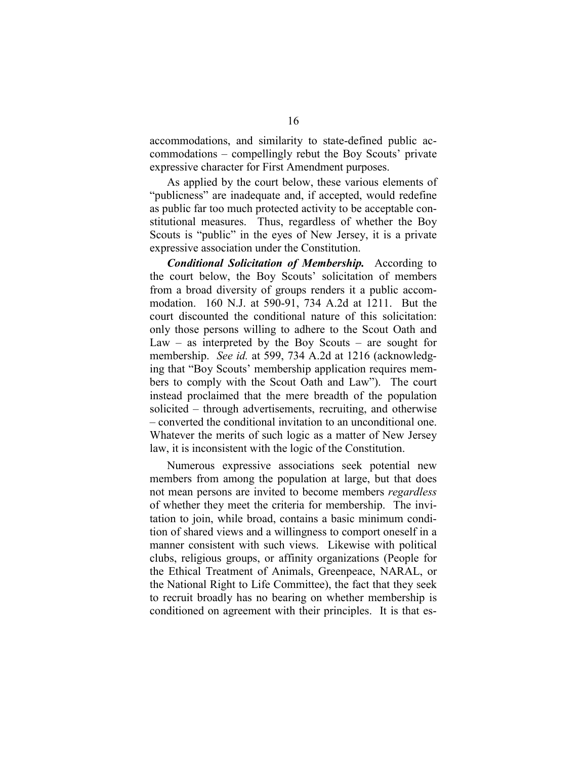accommodations, and similarity to state-defined public accommodations – compellingly rebut the Boy Scouts' private expressive character for First Amendment purposes.

As applied by the court below, these various elements of "publicness" are inadequate and, if accepted, would redefine as public far too much protected activity to be acceptable constitutional measures. Thus, regardless of whether the Boy Scouts is "public" in the eyes of New Jersey, it is a private expressive association under the Constitution.

***Conditional Solicitation of Membership.*** According to the court below, the Boy Scouts' solicitation of members from a broad diversity of groups renders it a public accommodation. 160 N.J. at 590-91, 734 A.2d at 1211. But the court discounted the conditional nature of this solicitation: only those persons willing to adhere to the Scout Oath and Law – as interpreted by the Boy Scouts – are sought for membership. *See id.* at 599, 734 A.2d at 1216 (acknowledging that "Boy Scouts' membership application requires members to comply with the Scout Oath and Law"). The court instead proclaimed that the mere breadth of the population solicited – through advertisements, recruiting, and otherwise – converted the conditional invitation to an unconditional one. Whatever the merits of such logic as a matter of New Jersey law, it is inconsistent with the logic of the Constitution.

Numerous expressive associations seek potential new members from among the population at large, but that does not mean persons are invited to become members *regardless* of whether they meet the criteria for membership. The invitation to join, while broad, contains a basic minimum condition of shared views and a willingness to comport oneself in a manner consistent with such views. Likewise with political clubs, religious groups, or affinity organizations (People for the Ethical Treatment of Animals, Greenpeace, NARAL, or the National Right to Life Committee), the fact that they seek to recruit broadly has no bearing on whether membership is conditioned on agreement with their principles. It is that es-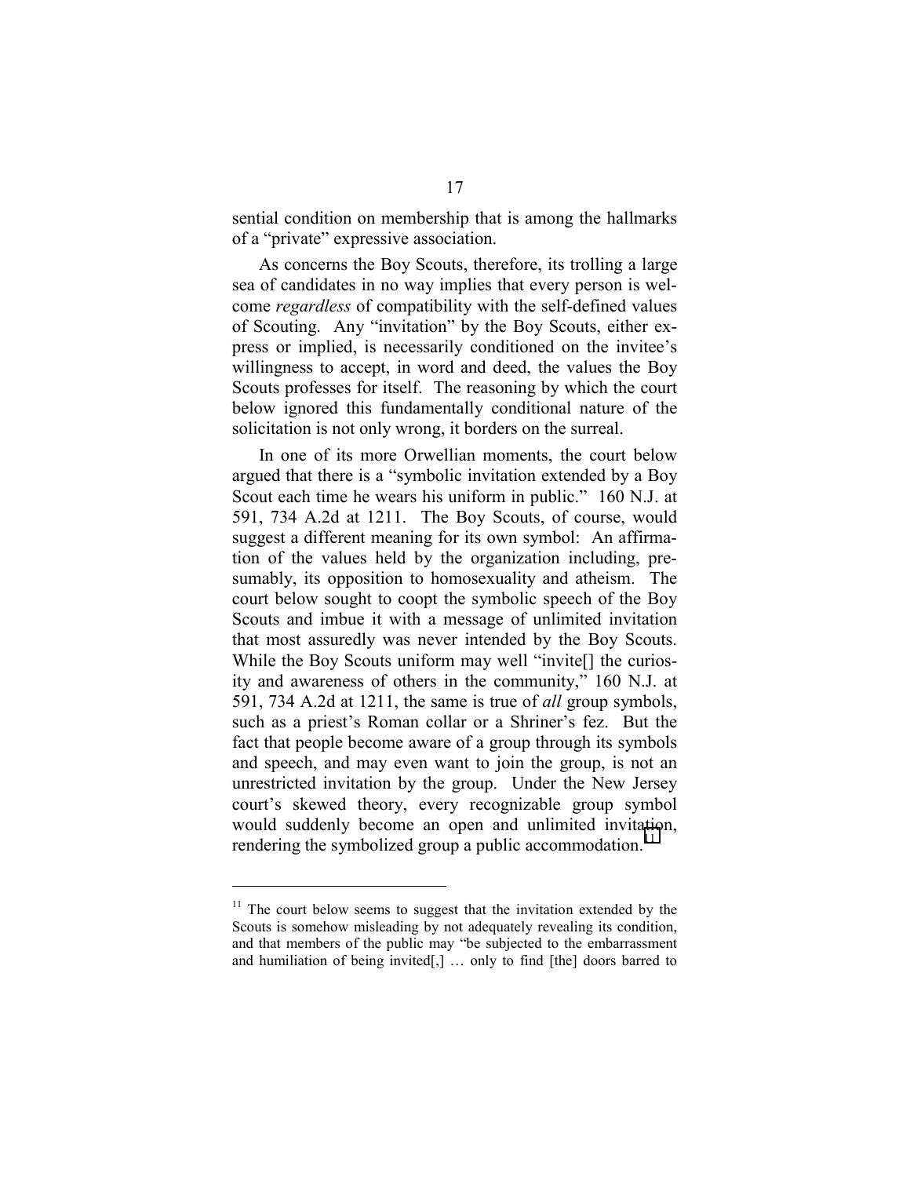sential condition on membership that is among the hallmarks of a "private" expressive association.

As concerns the Boy Scouts, therefore, its trolling a large sea of candidates in no way implies that every person is welcome *regardless* of compatibility with the self-defined values of Scouting. Any "invitation" by the Boy Scouts, either express or implied, is necessarily conditioned on the invitee's willingness to accept, in word and deed, the values the Boy Scouts professes for itself. The reasoning by which the court below ignored this fundamentally conditional nature of the solicitation is not only wrong, it borders on the surreal.

In one of its more Orwellian moments, the court below argued that there is a "symbolic invitation extended by a Boy Scout each time he wears his uniform in public." 160 N.J. at 591, 734 A.2d at 1211. The Boy Scouts, of course, would suggest a different meaning for its own symbol: An affirmation of the values held by the organization including, presumably, its opposition to homosexuality and atheism. The court below sought to coopt the symbolic speech of the Boy Scouts and imbue it with a message of unlimited invitation that most assuredly was never intended by the Boy Scouts. While the Boy Scouts uniform may well "invite[] the curiosity and awareness of others in the community," 160 N.J. at 591, 734 A.2d at 1211, the same is true of *all* group symbols, such as a priest's Roman collar or a Shriner's fez. But the fact that people become aware of a group through its symbols and speech, and may even want to join the group, is not an unrestricted invitation by the group. Under the New Jersey court's skewed theory, every recognizable group symbol would suddenly become an open and unlimited invitation, rendering the symbolized group a public accommodation.[11]

---

[11] The court below seems to suggest that the invitation extended by the Scouts is somehow misleading by not adequately revealing its condition, and that members of the public may "be subjected to the embarrassment and humiliation of being invited[,] … only to find [the] doors barred to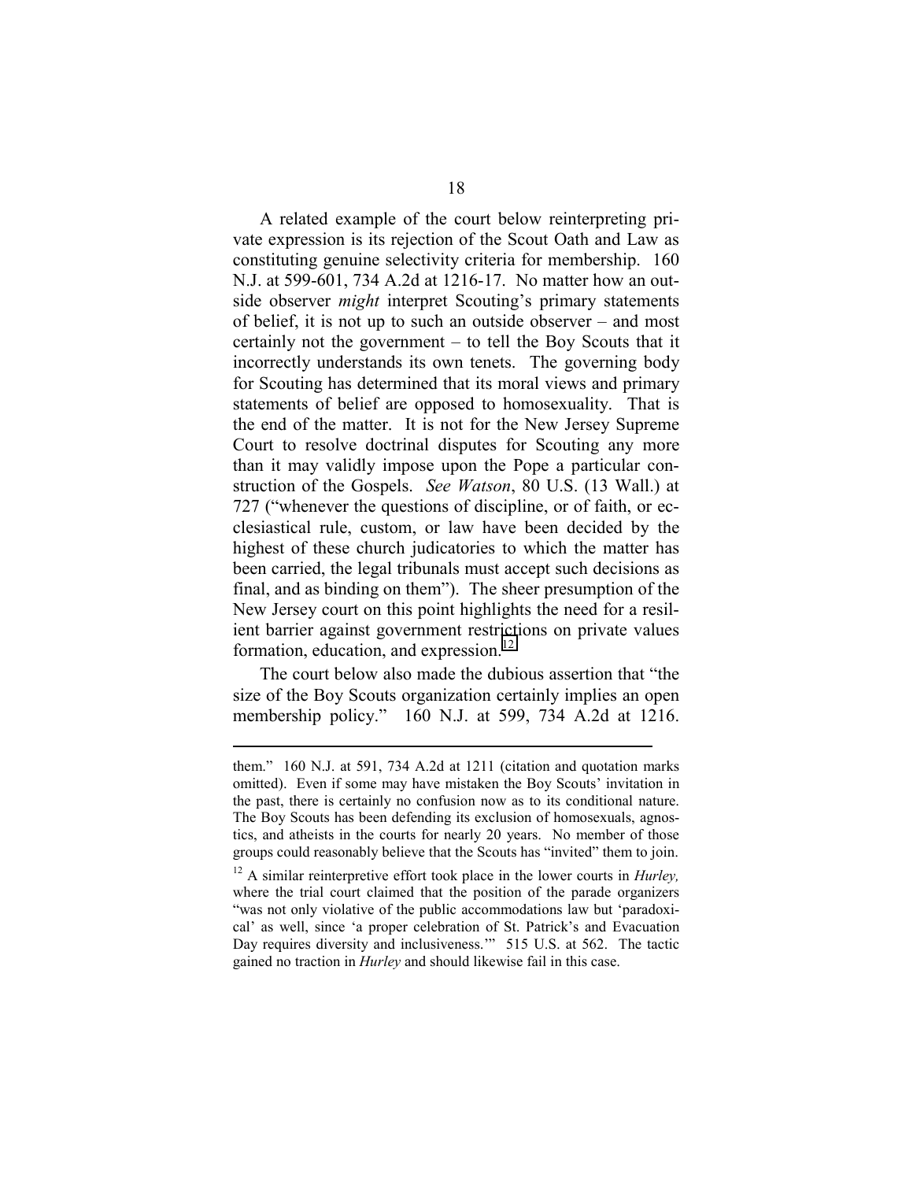A related example of the court below reinterpreting private expression is its rejection of the Scout Oath and Law as constituting genuine selectivity criteria for membership. 160 N.J. at 599-601, 734 A.2d at 1216-17. No matter how an outside observer *might* interpret Scouting's primary statements of belief, it is not up to such an outside observer – and most certainly not the government – to tell the Boy Scouts that it incorrectly understands its own tenets. The governing body for Scouting has determined that its moral views and primary statements of belief are opposed to homosexuality. That is the end of the matter. It is not for the New Jersey Supreme Court to resolve doctrinal disputes for Scouting any more than it may validly impose upon the Pope a particular construction of the Gospels. *See Watson*, 80 U.S. (13 Wall.) at 727 ("whenever the questions of discipline, or of faith, or ecclesiastical rule, custom, or law have been decided by the highest of these church judicatories to which the matter has been carried, the legal tribunals must accept such decisions as final, and as binding on them"). The sheer presumption of the New Jersey court on this point highlights the need for a resilient barrier against government restrictions on private values formation, education, and expression.[12]

The court below also made the dubious assertion that "the size of the Boy Scouts organization certainly implies an open membership policy." 160 N.J. at 599, 734 A.2d at 1216.

---

them." 160 N.J. at 591, 734 A.2d at 1211 (citation and quotation marks omitted). Even if some may have mistaken the Boy Scouts' invitation in the past, there is certainly no confusion now as to its conditional nature. The Boy Scouts has been defending its exclusion of homosexuals, agnostics, and atheists in the courts for nearly 20 years. No member of those groups could reasonably believe that the Scouts has "invited" them to join.

[12] A similar reinterpretive effort took place in the lower courts in *Hurley,* where the trial court claimed that the position of the parade organizers "was not only violative of the public accommodations law but 'paradoxical' as well, since 'a proper celebration of St. Patrick's and Evacuation Day requires diversity and inclusiveness.'" 515 U.S. at 562. The tactic gained no traction in *Hurley* and should likewise fail in this case.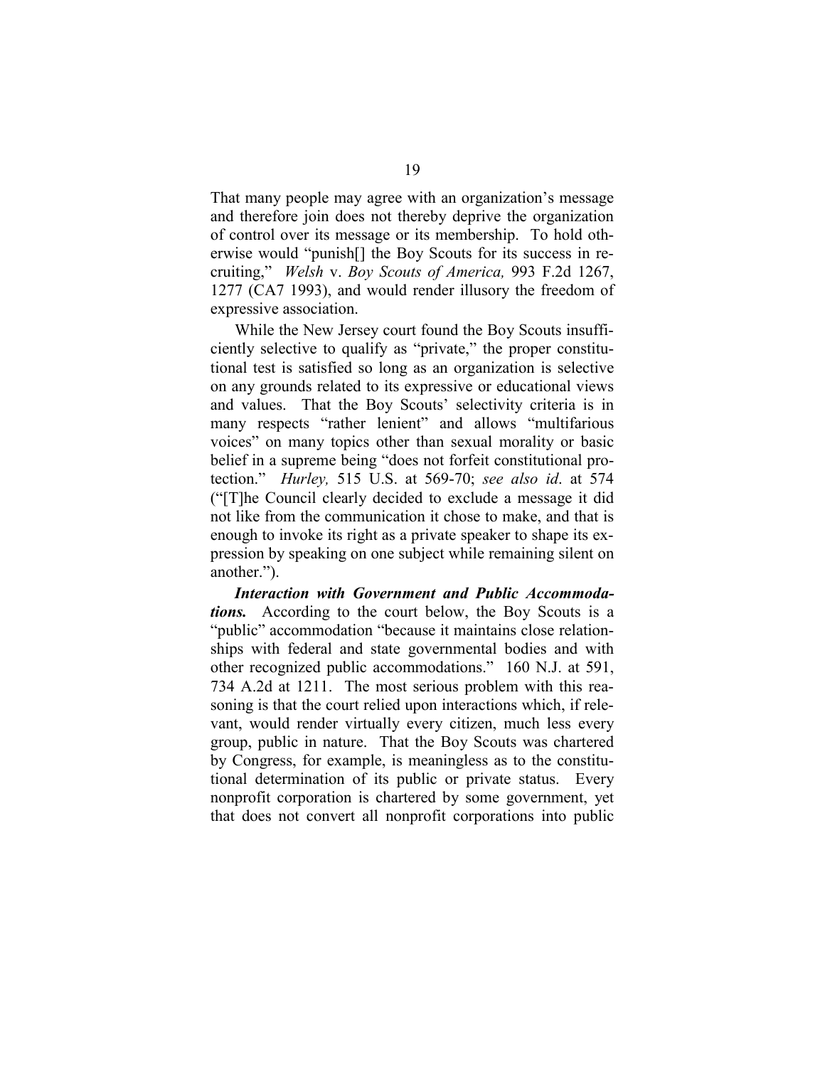That many people may agree with an organization's message and therefore join does not thereby deprive the organization of control over its message or its membership. To hold otherwise would "punish[] the Boy Scouts for its success in recruiting," *Welsh* v. *Boy Scouts of America,* 993 F.2d 1267, 1277 (CA7 1993), and would render illusory the freedom of expressive association.

While the New Jersey court found the Boy Scouts insufficiently selective to qualify as "private," the proper constitutional test is satisfied so long as an organization is selective on any grounds related to its expressive or educational views and values. That the Boy Scouts' selectivity criteria is in many respects "rather lenient" and allows "multifarious voices" on many topics other than sexual morality or basic belief in a supreme being "does not forfeit constitutional protection." *Hurley,* 515 U.S. at 569-70; *see also id*. at 574 ("[T]he Council clearly decided to exclude a message it did not like from the communication it chose to make, and that is enough to invoke its right as a private speaker to shape its expression by speaking on one subject while remaining silent on another.").

***Interaction with Government and Public Accommodations.*** According to the court below, the Boy Scouts is a "public" accommodation "because it maintains close relationships with federal and state governmental bodies and with other recognized public accommodations." 160 N.J. at 591, 734 A.2d at 1211. The most serious problem with this reasoning is that the court relied upon interactions which, if relevant, would render virtually every citizen, much less every group, public in nature. That the Boy Scouts was chartered by Congress, for example, is meaningless as to the constitutional determination of its public or private status. Every nonprofit corporation is chartered by some government, yet that does not convert all nonprofit corporations into public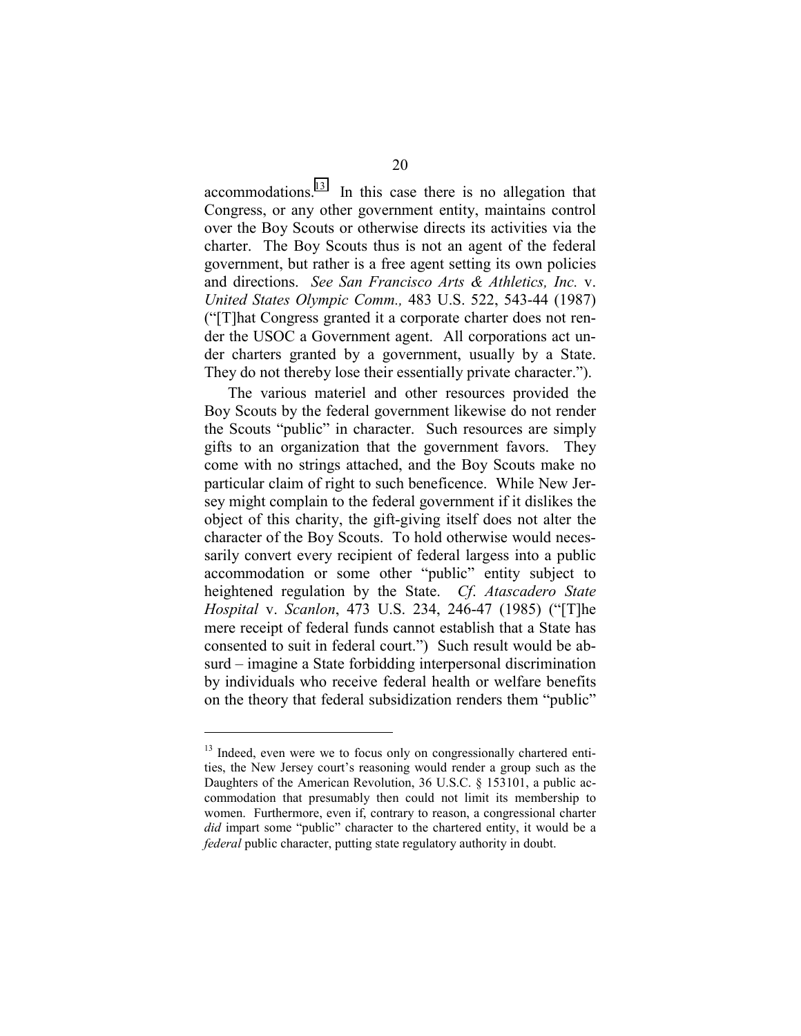accommodations.[13] In this case there is no allegation that Congress, or any other government entity, maintains control over the Boy Scouts or otherwise directs its activities via the charter. The Boy Scouts thus is not an agent of the federal government, but rather is a free agent setting its own policies and directions. *See San Francisco Arts & Athletics, Inc.* v. *United States Olympic Comm.,* 483 U.S. 522, 543-44 (1987) ("[T]hat Congress granted it a corporate charter does not render the USOC a Government agent. All corporations act under charters granted by a government, usually by a State. They do not thereby lose their essentially private character.").

The various materiel and other resources provided the Boy Scouts by the federal government likewise do not render the Scouts "public" in character. Such resources are simply gifts to an organization that the government favors. They come with no strings attached, and the Boy Scouts make no particular claim of right to such beneficence. While New Jersey might complain to the federal government if it dislikes the object of this charity, the gift-giving itself does not alter the character of the Boy Scouts. To hold otherwise would necessarily convert every recipient of federal largess into a public accommodation or some other "public" entity subject to heightened regulation by the State. *Cf*. *Atascadero State Hospital* v. *Scanlon*, 473 U.S. 234, 246-47 (1985) ("[T]he mere receipt of federal funds cannot establish that a State has consented to suit in federal court.") Such result would be absurd – imagine a State forbidding interpersonal discrimination by individuals who receive federal health or welfare benefits on the theory that federal subsidization renders them "public"

---

[13] Indeed, even were we to focus only on congressionally chartered entities, the New Jersey court's reasoning would render a group such as the Daughters of the American Revolution, 36 U.S.C. § 153101, a public accommodation that presumably then could not limit its membership to women. Furthermore, even if, contrary to reason, a congressional charter *did* impart some "public" character to the chartered entity, it would be a *federal* public character, putting state regulatory authority in doubt.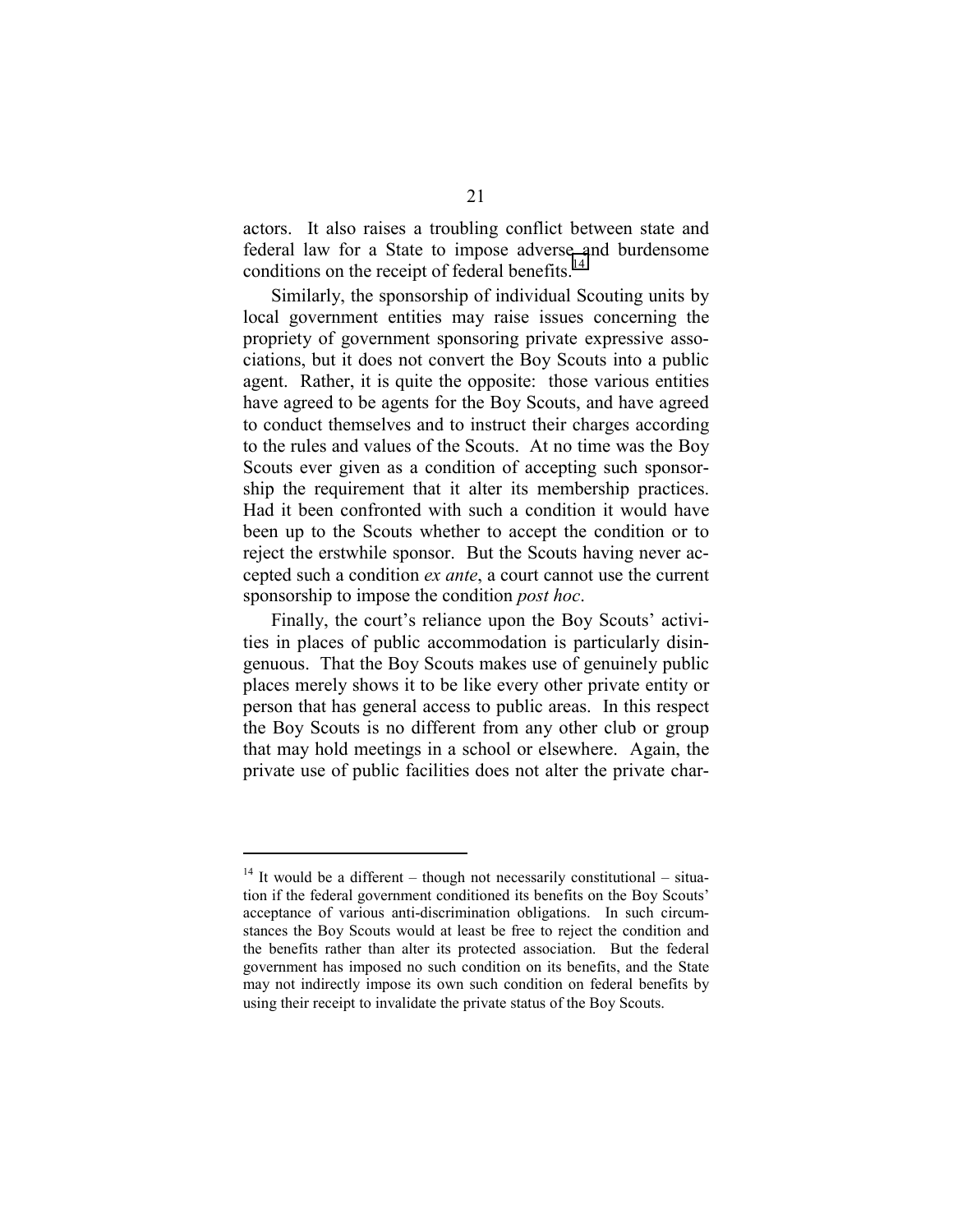actors. It also raises a troubling conflict between state and federal law for a State to impose adverse and burdensome conditions on the receipt of federal benefits.[14]

Similarly, the sponsorship of individual Scouting units by local government entities may raise issues concerning the propriety of government sponsoring private expressive associations, but it does not convert the Boy Scouts into a public agent. Rather, it is quite the opposite: those various entities have agreed to be agents for the Boy Scouts, and have agreed to conduct themselves and to instruct their charges according to the rules and values of the Scouts. At no time was the Boy Scouts ever given as a condition of accepting such sponsorship the requirement that it alter its membership practices. Had it been confronted with such a condition it would have been up to the Scouts whether to accept the condition or to reject the erstwhile sponsor. But the Scouts having never accepted such a condition *ex ante*, a court cannot use the current sponsorship to impose the condition *post hoc*.

Finally, the court's reliance upon the Boy Scouts' activities in places of public accommodation is particularly disingenuous. That the Boy Scouts makes use of genuinely public places merely shows it to be like every other private entity or person that has general access to public areas. In this respect the Boy Scouts is no different from any other club or group that may hold meetings in a school or elsewhere. Again, the private use of public facilities does not alter the private char-

---

[14] It would be a different – though not necessarily constitutional – situation if the federal government conditioned its benefits on the Boy Scouts' acceptance of various anti-discrimination obligations. In such circumstances the Boy Scouts would at least be free to reject the condition and the benefits rather than alter its protected association. But the federal government has imposed no such condition on its benefits, and the State may not indirectly impose its own such condition on federal benefits by using their receipt to invalidate the private status of the Boy Scouts.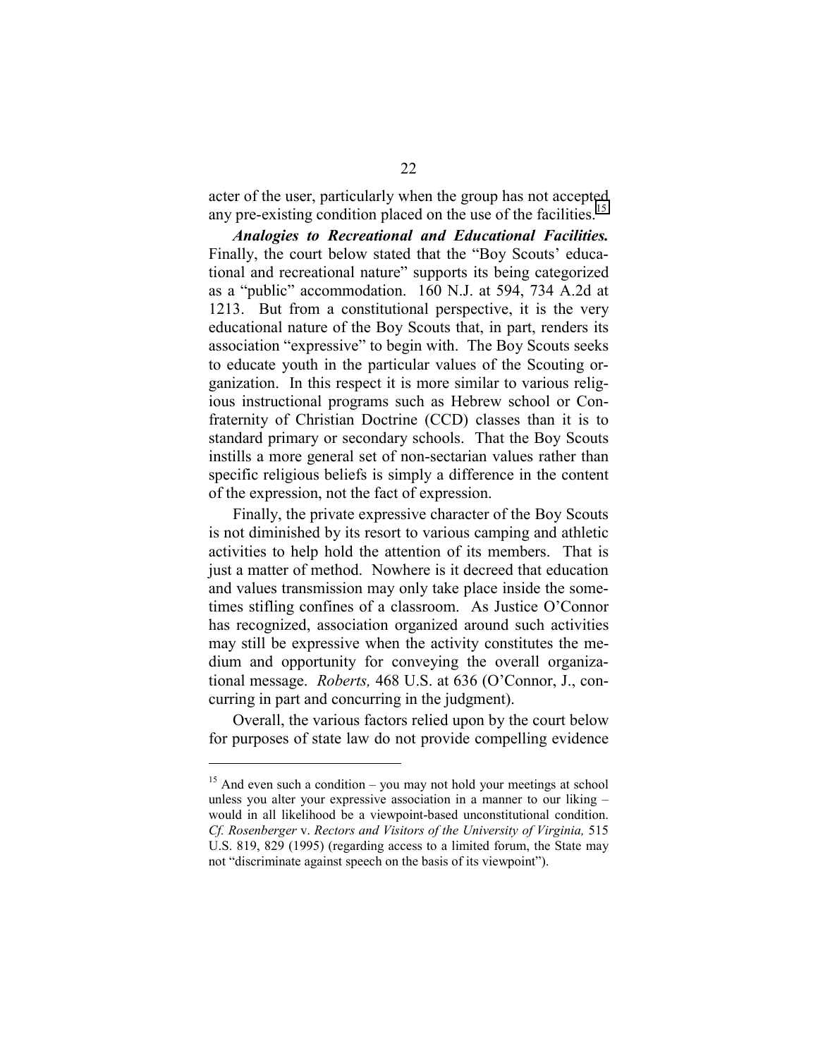acter of the user, particularly when the group has not accepted any pre-existing condition placed on the use of the facilities.[15]

***Analogies to Recreational and Educational Facilities.*** Finally, the court below stated that the "Boy Scouts' educational and recreational nature" supports its being categorized as a "public" accommodation. 160 N.J. at 594, 734 A.2d at 1213. But from a constitutional perspective, it is the very educational nature of the Boy Scouts that, in part, renders its association "expressive" to begin with. The Boy Scouts seeks to educate youth in the particular values of the Scouting organization. In this respect it is more similar to various religious instructional programs such as Hebrew school or Confraternity of Christian Doctrine (CCD) classes than it is to standard primary or secondary schools. That the Boy Scouts instills a more general set of non-sectarian values rather than specific religious beliefs is simply a difference in the content of the expression, not the fact of expression.

Finally, the private expressive character of the Boy Scouts is not diminished by its resort to various camping and athletic activities to help hold the attention of its members. That is just a matter of method. Nowhere is it decreed that education and values transmission may only take place inside the sometimes stifling confines of a classroom. As Justice O'Connor has recognized, association organized around such activities may still be expressive when the activity constitutes the medium and opportunity for conveying the overall organizational message. *Roberts,* 468 U.S. at 636 (O'Connor, J., concurring in part and concurring in the judgment).

Overall, the various factors relied upon by the court below for purposes of state law do not provide compelling evidence

---

[15] And even such a condition – you may not hold your meetings at school unless you alter your expressive association in a manner to our liking – would in all likelihood be a viewpoint-based unconstitutional condition. *Cf. Rosenberger* v. *Rectors and Visitors of the University of Virginia,* 515 U.S. 819, 829 (1995) (regarding access to a limited forum, the State may not "discriminate against speech on the basis of its viewpoint").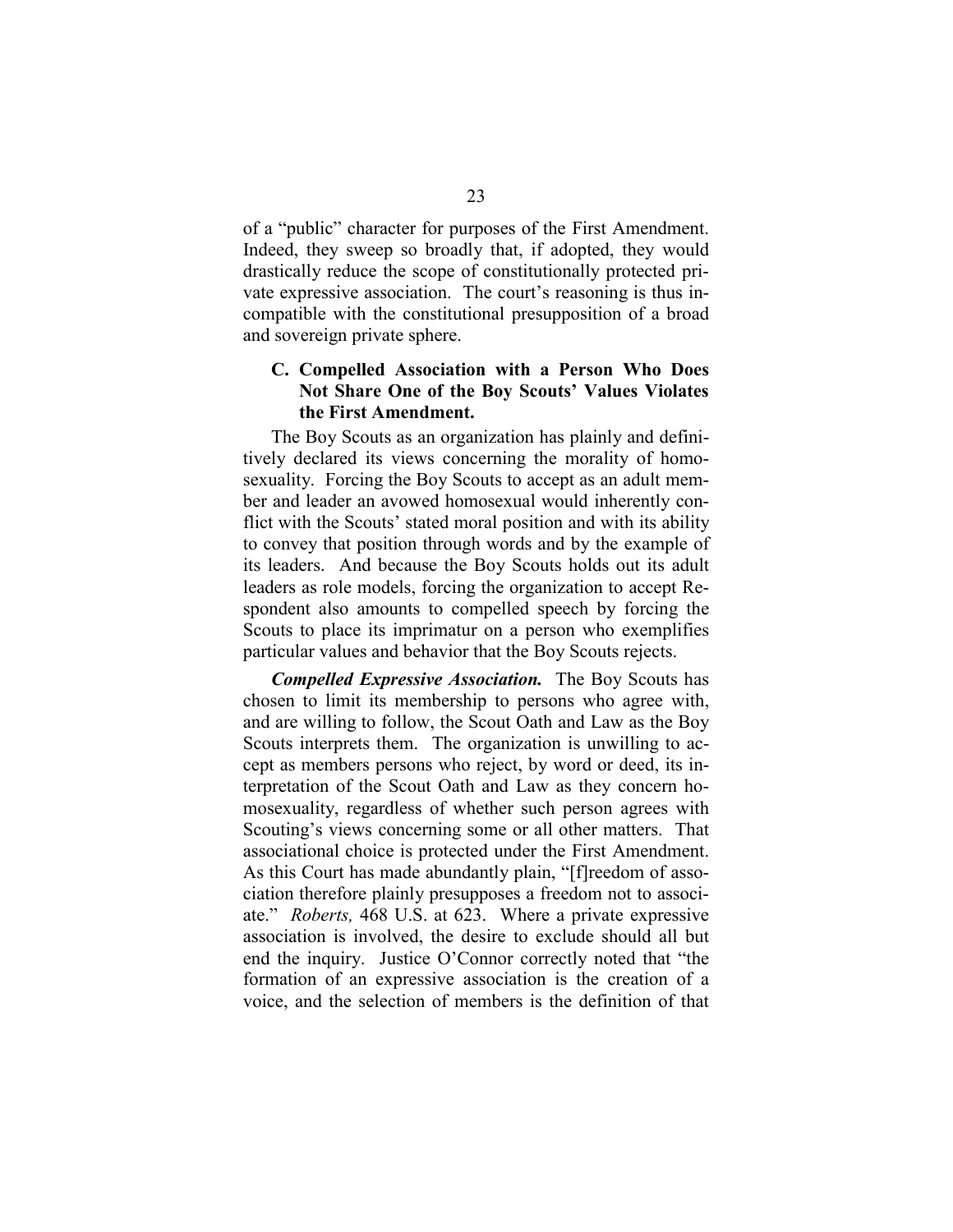of a "public" character for purposes of the First Amendment. Indeed, they sweep so broadly that, if adopted, they would drastically reduce the scope of constitutionally protected private expressive association. The court's reasoning is thus incompatible with the constitutional presupposition of a broad and sovereign private sphere.

### C. Compelled Association with a Person Who Does Not Share One of the Boy Scouts' Values Violates the First Amendment.

The Boy Scouts as an organization has plainly and definitively declared its views concerning the morality of homosexuality. Forcing the Boy Scouts to accept as an adult member and leader an avowed homosexual would inherently conflict with the Scouts' stated moral position and with its ability to convey that position through words and by the example of its leaders. And because the Boy Scouts holds out its adult leaders as role models, forcing the organization to accept Respondent also amounts to compelled speech by forcing the Scouts to place its imprimatur on a person who exemplifies particular values and behavior that the Boy Scouts rejects.

***Compelled Expressive Association.*** The Boy Scouts has chosen to limit its membership to persons who agree with, and are willing to follow, the Scout Oath and Law as the Boy Scouts interprets them. The organization is unwilling to accept as members persons who reject, by word or deed, its interpretation of the Scout Oath and Law as they concern homosexuality, regardless of whether such person agrees with Scouting's views concerning some or all other matters. That associational choice is protected under the First Amendment. As this Court has made abundantly plain, "[f]reedom of association therefore plainly presupposes a freedom not to associate." *Roberts,* 468 U.S. at 623. Where a private expressive association is involved, the desire to exclude should all but end the inquiry. Justice O'Connor correctly noted that "the formation of an expressive association is the creation of a voice, and the selection of members is the definition of that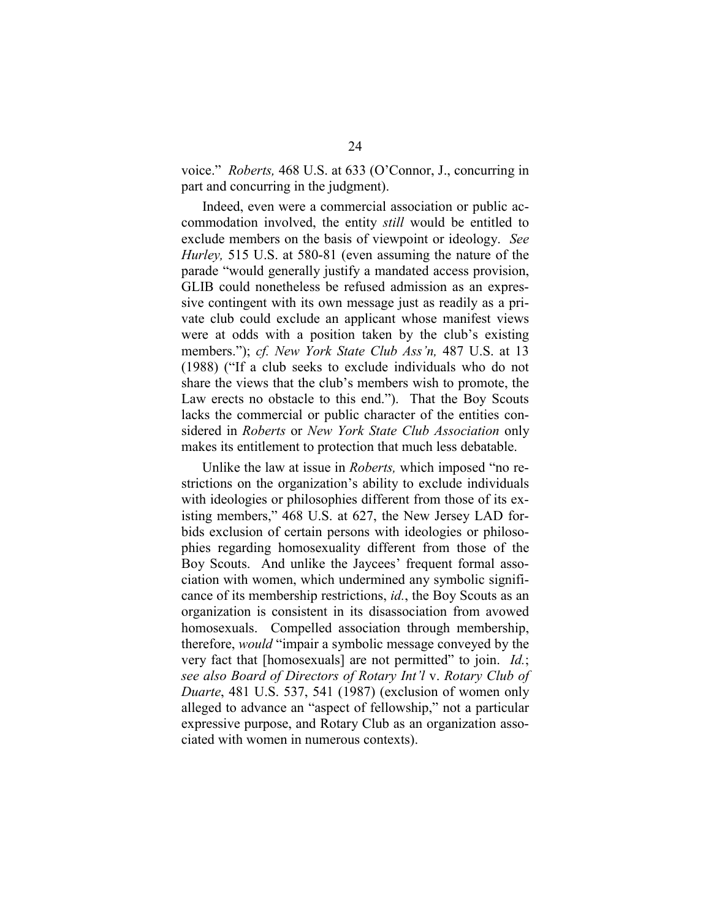voice." *Roberts,* 468 U.S. at 633 (O'Connor, J., concurring in part and concurring in the judgment).

Indeed, even were a commercial association or public accommodation involved, the entity *still* would be entitled to exclude members on the basis of viewpoint or ideology. *See Hurley,* 515 U.S. at 580-81 (even assuming the nature of the parade "would generally justify a mandated access provision, GLIB could nonetheless be refused admission as an expressive contingent with its own message just as readily as a private club could exclude an applicant whose manifest views were at odds with a position taken by the club's existing members."); *cf. New York State Club Ass'n,* 487 U.S. at 13 (1988) ("If a club seeks to exclude individuals who do not share the views that the club's members wish to promote, the Law erects no obstacle to this end."). That the Boy Scouts lacks the commercial or public character of the entities considered in *Roberts* or *New York State Club Association* only makes its entitlement to protection that much less debatable.

Unlike the law at issue in *Roberts,* which imposed "no restrictions on the organization's ability to exclude individuals with ideologies or philosophies different from those of its existing members," 468 U.S. at 627, the New Jersey LAD forbids exclusion of certain persons with ideologies or philosophies regarding homosexuality different from those of the Boy Scouts. And unlike the Jaycees' frequent formal association with women, which undermined any symbolic significance of its membership restrictions, *id.*, the Boy Scouts as an organization is consistent in its disassociation from avowed homosexuals. Compelled association through membership, therefore, *would* "impair a symbolic message conveyed by the very fact that [homosexuals] are not permitted" to join. *Id.*; *see also Board of Directors of Rotary Int'l* v. *Rotary Club of Duarte*, 481 U.S. 537, 541 (1987) (exclusion of women only alleged to advance an "aspect of fellowship," not a particular expressive purpose, and Rotary Club as an organization associated with women in numerous contexts).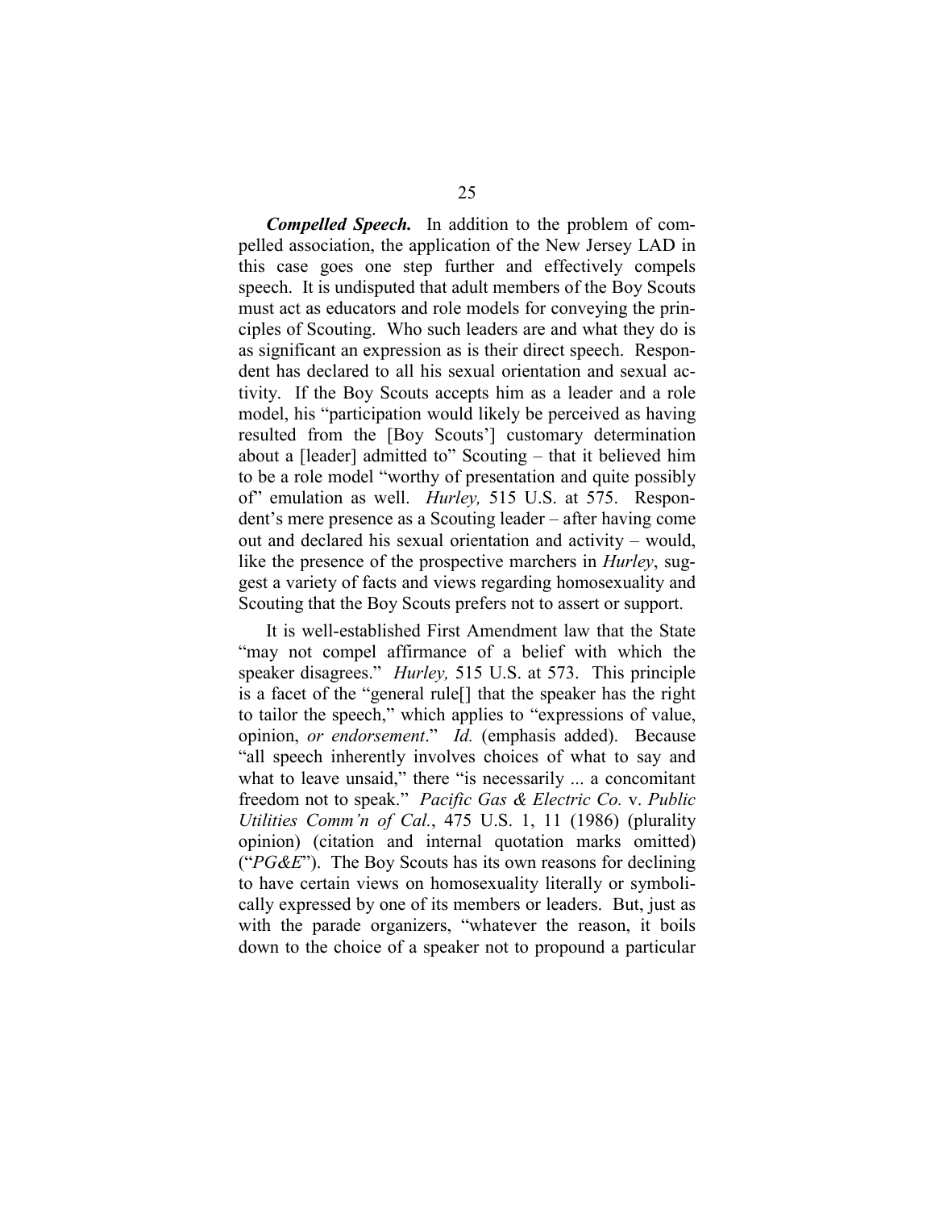***Compelled Speech.*** In addition to the problem of compelled association, the application of the New Jersey LAD in this case goes one step further and effectively compels speech. It is undisputed that adult members of the Boy Scouts must act as educators and role models for conveying the principles of Scouting. Who such leaders are and what they do is as significant an expression as is their direct speech. Respondent has declared to all his sexual orientation and sexual activity. If the Boy Scouts accepts him as a leader and a role model, his "participation would likely be perceived as having resulted from the [Boy Scouts'] customary determination about a [leader] admitted to" Scouting – that it believed him to be a role model "worthy of presentation and quite possibly of" emulation as well. *Hurley,* 515 U.S. at 575. Respondent's mere presence as a Scouting leader – after having come out and declared his sexual orientation and activity – would, like the presence of the prospective marchers in *Hurley*, suggest a variety of facts and views regarding homosexuality and Scouting that the Boy Scouts prefers not to assert or support.

It is well-established First Amendment law that the State "may not compel affirmance of a belief with which the speaker disagrees." *Hurley,* 515 U.S. at 573. This principle is a facet of the "general rule[] that the speaker has the right to tailor the speech," which applies to "expressions of value, opinion, *or endorsement*." *Id.* (emphasis added). Because "all speech inherently involves choices of what to say and what to leave unsaid," there "is necessarily ... a concomitant freedom not to speak." *Pacific Gas & Electric Co.* v. *Public Utilities Comm'n of Cal.*, 475 U.S. 1, 11 (1986) (plurality opinion) (citation and internal quotation marks omitted) ("*PG&E*"). The Boy Scouts has its own reasons for declining to have certain views on homosexuality literally or symbolically expressed by one of its members or leaders. But, just as with the parade organizers, "whatever the reason, it boils down to the choice of a speaker not to propound a particular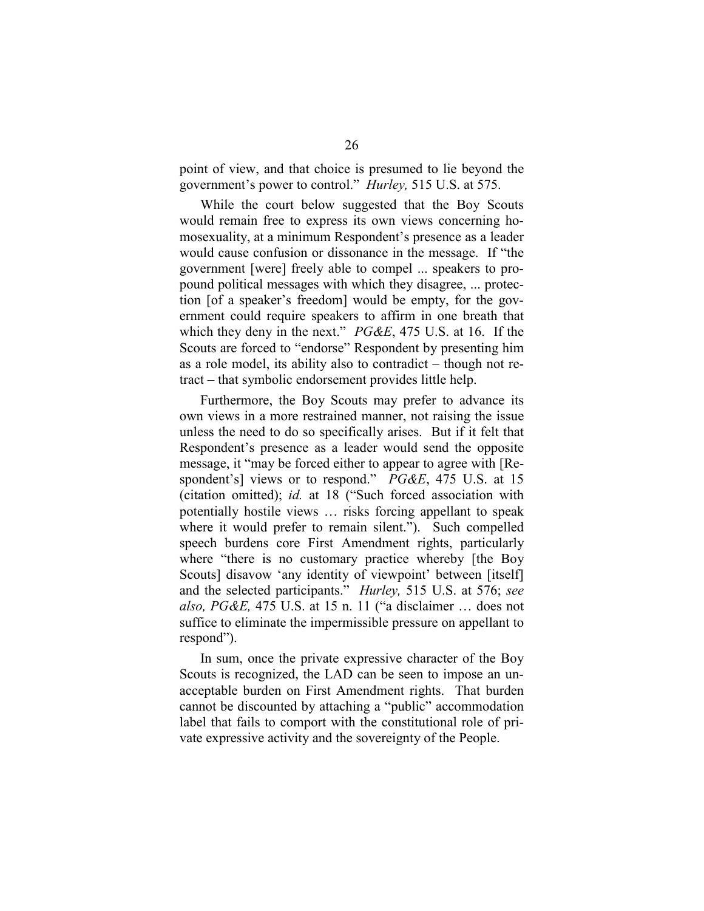point of view, and that choice is presumed to lie beyond the government's power to control." *Hurley,* 515 U.S. at 575.

While the court below suggested that the Boy Scouts would remain free to express its own views concerning homosexuality, at a minimum Respondent's presence as a leader would cause confusion or dissonance in the message. If "the government [were] freely able to compel ... speakers to propound political messages with which they disagree, ... protection [of a speaker's freedom] would be empty, for the government could require speakers to affirm in one breath that which they deny in the next." *PG&E*, 475 U.S. at 16. If the Scouts are forced to "endorse" Respondent by presenting him as a role model, its ability also to contradict – though not retract – that symbolic endorsement provides little help.

Furthermore, the Boy Scouts may prefer to advance its own views in a more restrained manner, not raising the issue unless the need to do so specifically arises. But if it felt that Respondent's presence as a leader would send the opposite message, it "may be forced either to appear to agree with [Respondent's] views or to respond." *PG&E*, 475 U.S. at 15 (citation omitted); *id.* at 18 ("Such forced association with potentially hostile views … risks forcing appellant to speak where it would prefer to remain silent."). Such compelled speech burdens core First Amendment rights, particularly where "there is no customary practice whereby [the Boy Scouts] disavow 'any identity of viewpoint' between [itself] and the selected participants." *Hurley,* 515 U.S. at 576; *see also, PG&E,* 475 U.S. at 15 n. 11 ("a disclaimer … does not suffice to eliminate the impermissible pressure on appellant to respond").

In sum, once the private expressive character of the Boy Scouts is recognized, the LAD can be seen to impose an unacceptable burden on First Amendment rights. That burden cannot be discounted by attaching a "public" accommodation label that fails to comport with the constitutional role of private expressive activity and the sovereignty of the People.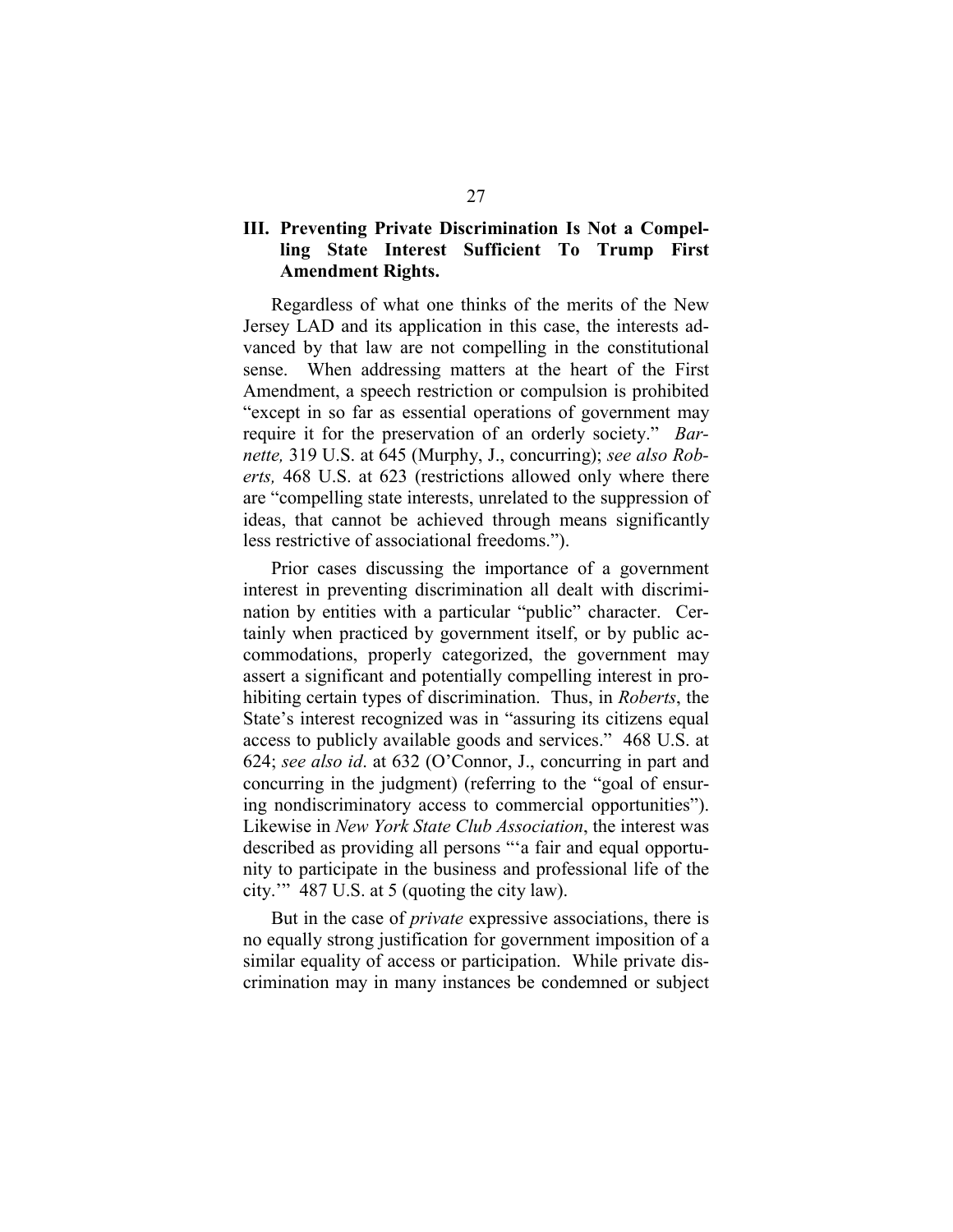## III. Preventing Private Discrimination Is Not a Compelling State Interest Sufficient To Trump First Amendment Rights.

Regardless of what one thinks of the merits of the New Jersey LAD and its application in this case, the interests advanced by that law are not compelling in the constitutional sense. When addressing matters at the heart of the First Amendment, a speech restriction or compulsion is prohibited "except in so far as essential operations of government may require it for the preservation of an orderly society." *Barnette,* 319 U.S. at 645 (Murphy, J., concurring); *see also Roberts,* 468 U.S. at 623 (restrictions allowed only where there are "compelling state interests, unrelated to the suppression of ideas, that cannot be achieved through means significantly less restrictive of associational freedoms.").

Prior cases discussing the importance of a government interest in preventing discrimination all dealt with discrimination by entities with a particular "public" character. Certainly when practiced by government itself, or by public accommodations, properly categorized, the government may assert a significant and potentially compelling interest in prohibiting certain types of discrimination. Thus, in *Roberts*, the State's interest recognized was in "assuring its citizens equal access to publicly available goods and services." 468 U.S. at 624; *see also id*. at 632 (O'Connor, J., concurring in part and concurring in the judgment) (referring to the "goal of ensuring nondiscriminatory access to commercial opportunities"). Likewise in *New York State Club Association*, the interest was described as providing all persons "'a fair and equal opportunity to participate in the business and professional life of the city.'" 487 U.S. at 5 (quoting the city law).

But in the case of *private* expressive associations, there is no equally strong justification for government imposition of a similar equality of access or participation. While private discrimination may in many instances be condemned or subject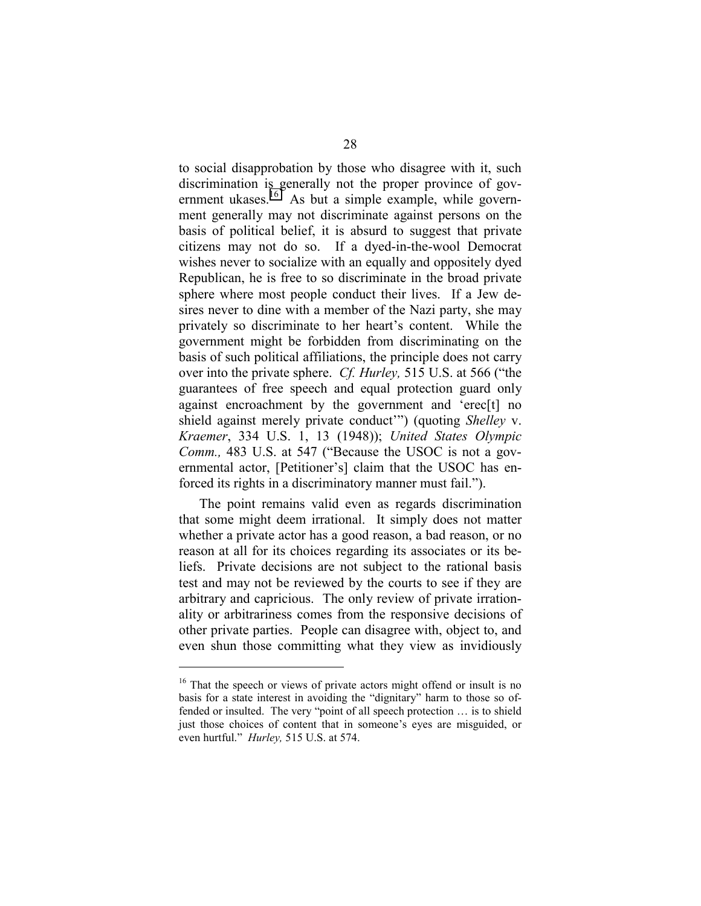to social disapprobation by those who disagree with it, such discrimination is generally not the proper province of government ukases.[16] As but a simple example, while government generally may not discriminate against persons on the basis of political belief, it is absurd to suggest that private citizens may not do so. If a dyed-in-the-wool Democrat wishes never to socialize with an equally and oppositely dyed Republican, he is free to so discriminate in the broad private sphere where most people conduct their lives. If a Jew desires never to dine with a member of the Nazi party, she may privately so discriminate to her heart's content. While the government might be forbidden from discriminating on the basis of such political affiliations, the principle does not carry over into the private sphere. *Cf. Hurley,* 515 U.S. at 566 ("the guarantees of free speech and equal protection guard only against encroachment by the government and 'erec[t] no shield against merely private conduct'") (quoting *Shelley* v. *Kraemer*, 334 U.S. 1, 13 (1948)); *United States Olympic Comm.,* 483 U.S. at 547 ("Because the USOC is not a governmental actor, [Petitioner's] claim that the USOC has enforced its rights in a discriminatory manner must fail.").

The point remains valid even as regards discrimination that some might deem irrational. It simply does not matter whether a private actor has a good reason, a bad reason, or no reason at all for its choices regarding its associates or its beliefs. Private decisions are not subject to the rational basis test and may not be reviewed by the courts to see if they are arbitrary and capricious. The only review of private irrationality or arbitrariness comes from the responsive decisions of other private parties. People can disagree with, object to, and even shun those committing what they view as invidiously

---

[16] That the speech or views of private actors might offend or insult is no basis for a state interest in avoiding the "dignitary" harm to those so offended or insulted. The very "point of all speech protection … is to shield just those choices of content that in someone's eyes are misguided, or even hurtful." *Hurley,* 515 U.S. at 574.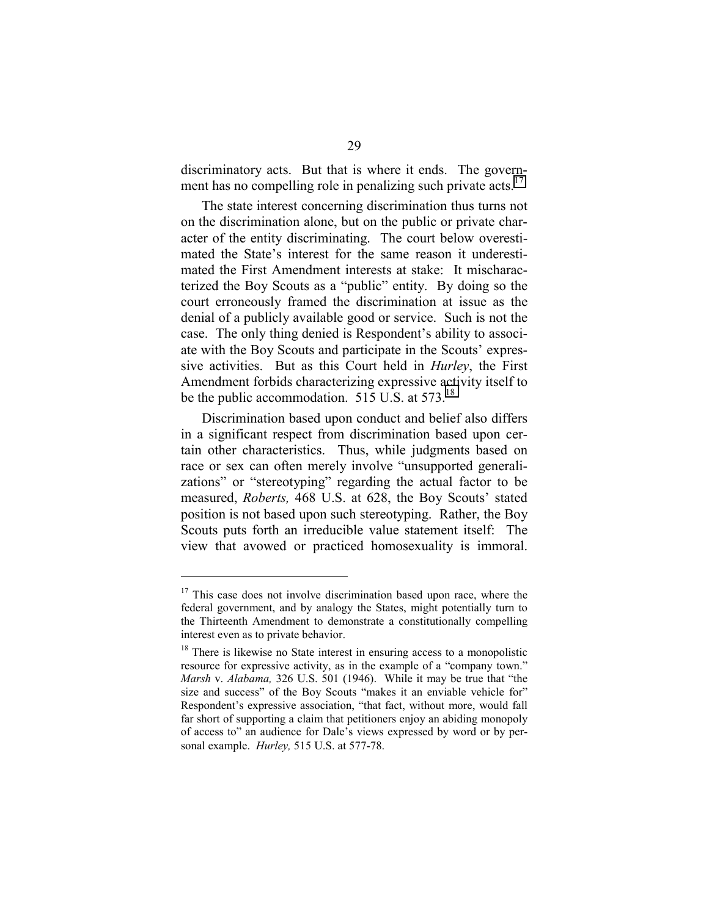discriminatory acts. But that is where it ends. The government has no compelling role in penalizing such private acts.[17]

The state interest concerning discrimination thus turns not on the discrimination alone, but on the public or private character of the entity discriminating. The court below overestimated the State's interest for the same reason it underestimated the First Amendment interests at stake: It mischaracterized the Boy Scouts as a "public" entity. By doing so the court erroneously framed the discrimination at issue as the denial of a publicly available good or service. Such is not the case. The only thing denied is Respondent's ability to associate with the Boy Scouts and participate in the Scouts' expressive activities. But as this Court held in *Hurley*, the First Amendment forbids characterizing expressive activity itself to be the public accommodation. 515 U.S. at 573.[18]

Discrimination based upon conduct and belief also differs in a significant respect from discrimination based upon certain other characteristics. Thus, while judgments based on race or sex can often merely involve "unsupported generalizations" or "stereotyping" regarding the actual factor to be measured, *Roberts,* 468 U.S. at 628, the Boy Scouts' stated position is not based upon such stereotyping. Rather, the Boy Scouts puts forth an irreducible value statement itself: The view that avowed or practiced homosexuality is immoral.

---

[17] This case does not involve discrimination based upon race, where the federal government, and by analogy the States, might potentially turn to the Thirteenth Amendment to demonstrate a constitutionally compelling interest even as to private behavior.

[18] There is likewise no State interest in ensuring access to a monopolistic resource for expressive activity, as in the example of a "company town." *Marsh* v. *Alabama,* 326 U.S. 501 (1946). While it may be true that "the size and success" of the Boy Scouts "makes it an enviable vehicle for" Respondent's expressive association, "that fact, without more, would fall far short of supporting a claim that petitioners enjoy an abiding monopoly of access to" an audience for Dale's views expressed by word or by personal example. *Hurley,* 515 U.S. at 577-78.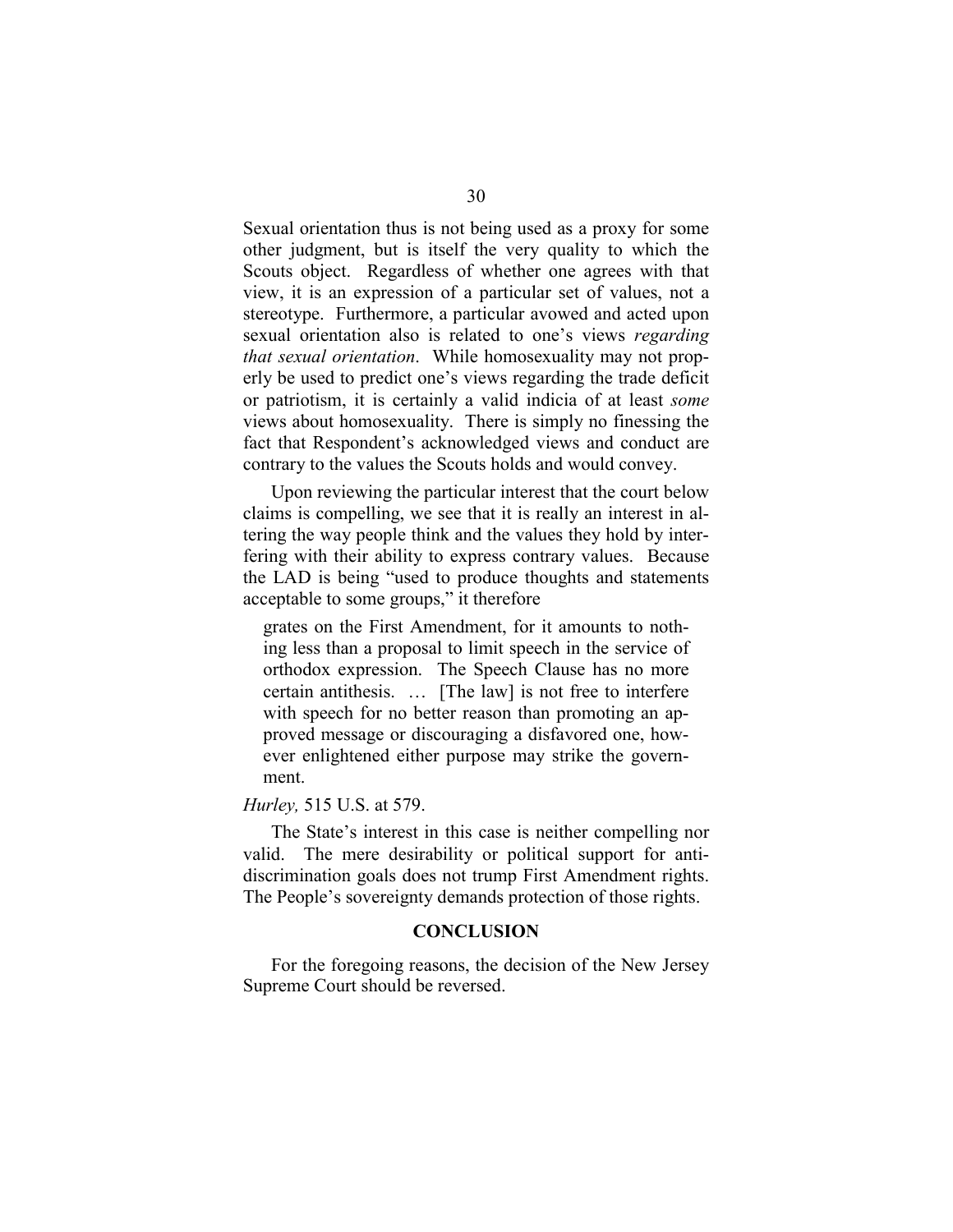Sexual orientation thus is not being used as a proxy for some other judgment, but is itself the very quality to which the Scouts object. Regardless of whether one agrees with that view, it is an expression of a particular set of values, not a stereotype. Furthermore, a particular avowed and acted upon sexual orientation also is related to one's views *regarding that sexual orientation*. While homosexuality may not properly be used to predict one's views regarding the trade deficit or patriotism, it is certainly a valid indicia of at least *some* views about homosexuality. There is simply no finessing the fact that Respondent's acknowledged views and conduct are contrary to the values the Scouts holds and would convey.

Upon reviewing the particular interest that the court below claims is compelling, we see that it is really an interest in altering the way people think and the values they hold by interfering with their ability to express contrary values. Because the LAD is being "used to produce thoughts and statements acceptable to some groups," it therefore

> grates on the First Amendment, for it amounts to nothing less than a proposal to limit speech in the service of orthodox expression. The Speech Clause has no more certain antithesis. … [The law] is not free to interfere with speech for no better reason than promoting an approved message or discouraging a disfavored one, however enlightened either purpose may strike the government.

*Hurley,* 515 U.S. at 579.

The State's interest in this case is neither compelling nor valid. The mere desirability or political support for anti-discrimination goals does not trump First Amendment rights. The People's sovereignty demands protection of those rights.

## CONCLUSION

For the foregoing reasons, the decision of the New Jersey Supreme Court should be reversed.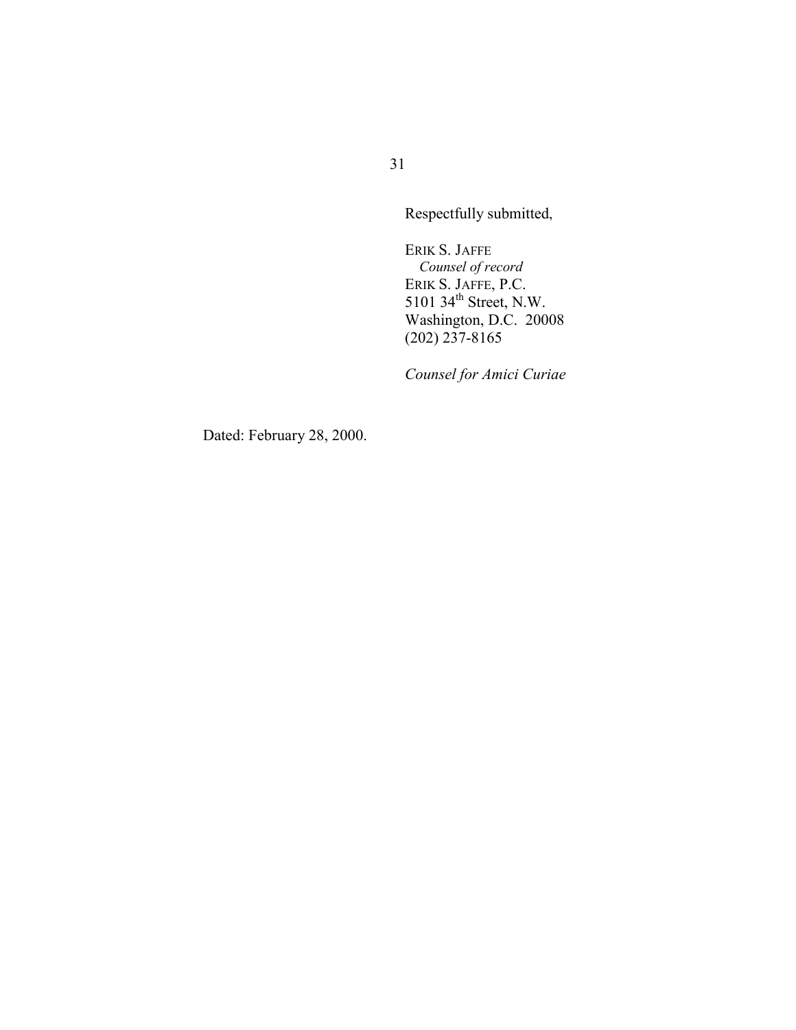Respectfully submitted,

ERIK S. JAFFE
*Counsel of record*
ERIK S. JAFFE, P.C.
5101 34th Street, N.W.
Washington, D.C. 20008
(202) 237-8165

*Counsel for Amici Curiae*

Dated: February 28, 2000.